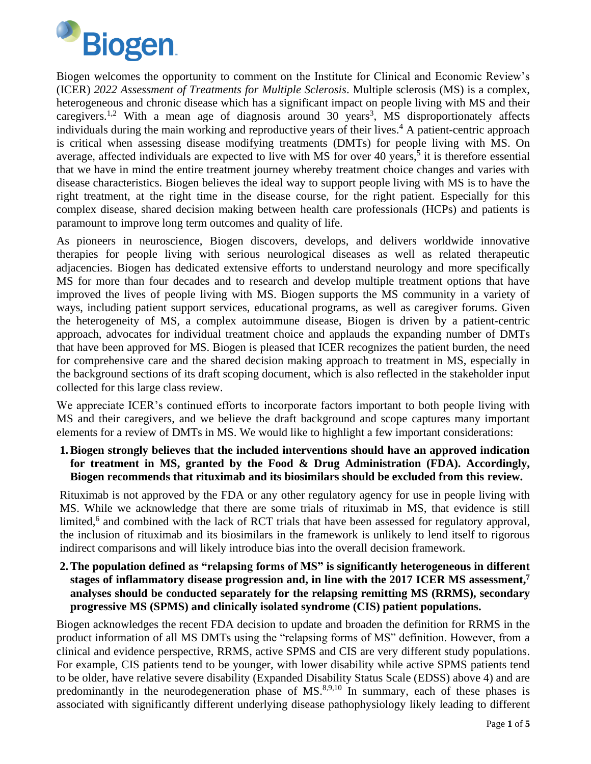Biogen

Biogen welcomes the opportunity to comment on the Institute for Clinical and Economic Review's (ICER) *2022 Assessment of Treatments for Multiple Sclerosis*. Multiple sclerosis (MS) is a complex, heterogeneous and chronic disease which has a significant impact on people living with MS and their caregivers.[1,2] With a mean age of diagnosis around 30 years[3], MS disproportionately affects individuals during the main working and reproductive years of their lives.[4] A patient-centric approach is critical when assessing disease modifying treatments (DMTs) for people living with MS. On average, affected individuals are expected to live with MS for over 40 years,[5] it is therefore essential that we have in mind the entire treatment journey whereby treatment choice changes and varies with disease characteristics. Biogen believes the ideal way to support people living with MS is to have the right treatment, at the right time in the disease course, for the right patient. Especially for this complex disease, shared decision making between health care professionals (HCPs) and patients is paramount to improve long term outcomes and quality of life.

As pioneers in neuroscience, Biogen discovers, develops, and delivers worldwide innovative therapies for people living with serious neurological diseases as well as related therapeutic adjacencies. Biogen has dedicated extensive efforts to understand neurology and more specifically MS for more than four decades and to research and develop multiple treatment options that have improved the lives of people living with MS. Biogen supports the MS community in a variety of ways, including patient support services, educational programs, as well as caregiver forums. Given the heterogeneity of MS, a complex autoimmune disease, Biogen is driven by a patient-centric approach, advocates for individual treatment choice and applauds the expanding number of DMTs that have been approved for MS. Biogen is pleased that ICER recognizes the patient burden, the need for comprehensive care and the shared decision making approach to treatment in MS, especially in the background sections of its draft scoping document, which is also reflected in the stakeholder input collected for this large class review.

We appreciate ICER's continued efforts to incorporate factors important to both people living with MS and their caregivers, and we believe the draft background and scope captures many important elements for a review of DMTs in MS. We would like to highlight a few important considerations:

1. **Biogen strongly believes that the included interventions should have an approved indication for treatment in MS, granted by the Food & Drug Administration (FDA). Accordingly, Biogen recommends that rituximab and its biosimilars should be excluded from this review.**

   Rituximab is not approved by the FDA or any other regulatory agency for use in people living with MS. While we acknowledge that there are some trials of rituximab in MS, that evidence is still limited,[6] and combined with the lack of RCT trials that have been assessed for regulatory approval, the inclusion of rituximab and its biosimilars in the framework is unlikely to lend itself to rigorous indirect comparisons and will likely introduce bias into the overall decision framework.

2. **The population defined as "relapsing forms of MS" is significantly heterogeneous in different stages of inflammatory disease progression and, in line with the 2017 ICER MS assessment,[7] analyses should be conducted separately for the relapsing remitting MS (RRMS), secondary progressive MS (SPMS) and clinically isolated syndrome (CIS) patient populations.**

Biogen acknowledges the recent FDA decision to update and broaden the definition for RRMS in the product information of all MS DMTs using the "relapsing forms of MS" definition. However, from a clinical and evidence perspective, RRMS, active SPMS and CIS are very different study populations. For example, CIS patients tend to be younger, with lower disability while active SPMS patients tend to be older, have relative severe disability (Expanded Disability Status Scale (EDSS) above 4) and are predominantly in the neurodegeneration phase of MS.[8,9,10] In summary, each of these phases is associated with significantly different underlying disease pathophysiology likely leading to different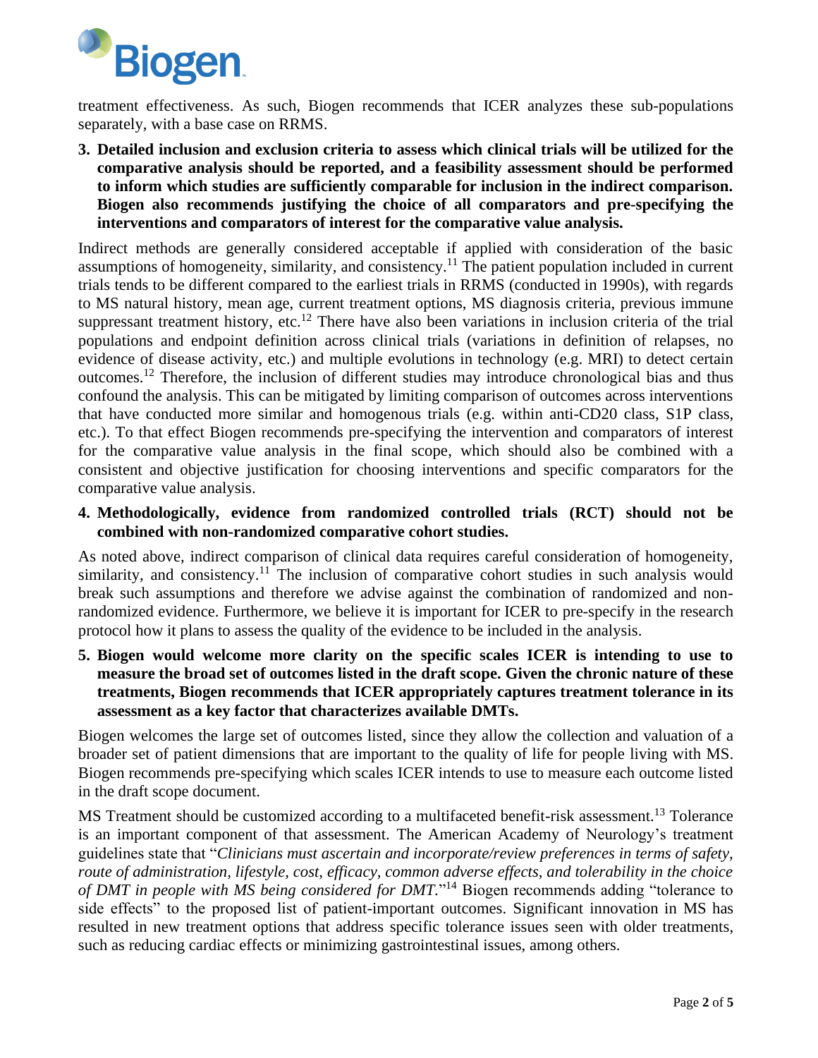treatment effectiveness. As such, Biogen recommends that ICER analyzes these sub-populations separately, with a base case on RRMS.

3. **Detailed inclusion and exclusion criteria to assess which clinical trials will be utilized for the comparative analysis should be reported, and a feasibility assessment should be performed to inform which studies are sufficiently comparable for inclusion in the indirect comparison. Biogen also recommends justifying the choice of all comparators and pre-specifying the interventions and comparators of interest for the comparative value analysis.**

Indirect methods are generally considered acceptable if applied with consideration of the basic assumptions of homogeneity, similarity, and consistency.[11] The patient population included in current trials tends to be different compared to the earliest trials in RRMS (conducted in 1990s), with regards to MS natural history, mean age, current treatment options, MS diagnosis criteria, previous immune suppressant treatment history, etc.[12] There have also been variations in inclusion criteria of the trial populations and endpoint definition across clinical trials (variations in definition of relapses, no evidence of disease activity, etc.) and multiple evolutions in technology (e.g. MRI) to detect certain outcomes.[12] Therefore, the inclusion of different studies may introduce chronological bias and thus confound the analysis. This can be mitigated by limiting comparison of outcomes across interventions that have conducted more similar and homogenous trials (e.g. within anti-CD20 class, S1P class, etc.). To that effect Biogen recommends pre-specifying the intervention and comparators of interest for the comparative value analysis in the final scope, which should also be combined with a consistent and objective justification for choosing interventions and specific comparators for the comparative value analysis.

4. **Methodologically, evidence from randomized controlled trials (RCT) should not be combined with non-randomized comparative cohort studies.**

As noted above, indirect comparison of clinical data requires careful consideration of homogeneity, similarity, and consistency.[11] The inclusion of comparative cohort studies in such analysis would break such assumptions and therefore we advise against the combination of randomized and non-randomized evidence. Furthermore, we believe it is important for ICER to pre-specify in the research protocol how it plans to assess the quality of the evidence to be included in the analysis.

5. **Biogen would welcome more clarity on the specific scales ICER is intending to use to measure the broad set of outcomes listed in the draft scope. Given the chronic nature of these treatments, Biogen recommends that ICER appropriately captures treatment tolerance in its assessment as a key factor that characterizes available DMTs.**

Biogen welcomes the large set of outcomes listed, since they allow the collection and valuation of a broader set of patient dimensions that are important to the quality of life for people living with MS. Biogen recommends pre-specifying which scales ICER intends to use to measure each outcome listed in the draft scope document.

MS Treatment should be customized according to a multifaceted benefit-risk assessment.[13] Tolerance is an important component of that assessment. The American Academy of Neurology's treatment guidelines state that "*Clinicians must ascertain and incorporate/review preferences in terms of safety, route of administration, lifestyle, cost, efficacy, common adverse effects, and tolerability in the choice of DMT in people with MS being considered for DMT.*"[14] Biogen recommends adding "tolerance to side effects" to the proposed list of patient-important outcomes. Significant innovation in MS has resulted in new treatment options that address specific tolerance issues seen with older treatments, such as reducing cardiac effects or minimizing gastrointestinal issues, among others.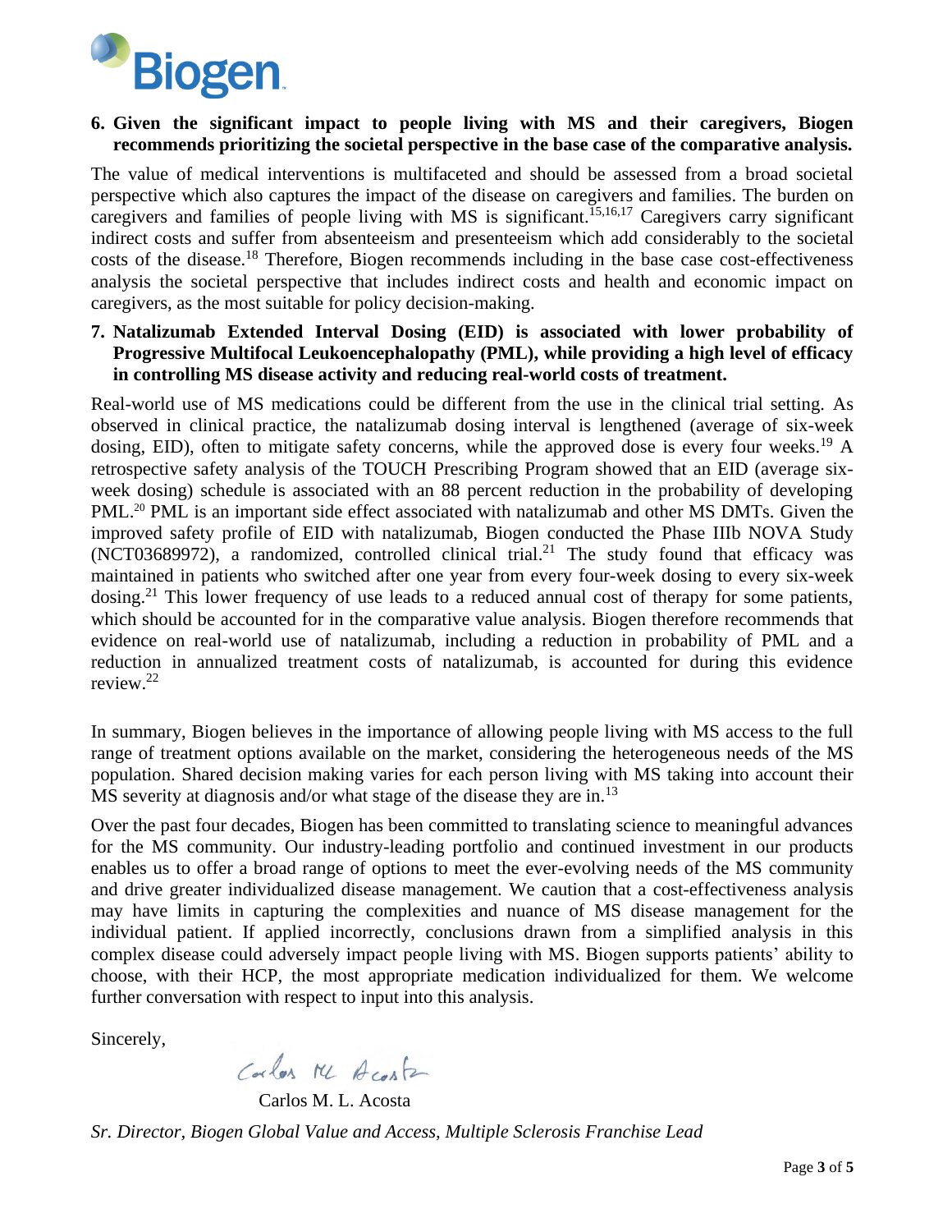6. **Given the significant impact to people living with MS and their caregivers, Biogen recommends prioritizing the societal perspective in the base case of the comparative analysis.**

The value of medical interventions is multifaceted and should be assessed from a broad societal perspective which also captures the impact of the disease on caregivers and families. The burden on caregivers and families of people living with MS is significant.[15,16,17] Caregivers carry significant indirect costs and suffer from absenteeism and presenteeism which add considerably to the societal costs of the disease.[18] Therefore, Biogen recommends including in the base case cost-effectiveness analysis the societal perspective that includes indirect costs and health and economic impact on caregivers, as the most suitable for policy decision-making.

7. **Natalizumab Extended Interval Dosing (EID) is associated with lower probability of Progressive Multifocal Leukoencephalopathy (PML), while providing a high level of efficacy in controlling MS disease activity and reducing real-world costs of treatment.**

Real-world use of MS medications could be different from the use in the clinical trial setting. As observed in clinical practice, the natalizumab dosing interval is lengthened (average of six-week dosing, EID), often to mitigate safety concerns, while the approved dose is every four weeks.[19] A retrospective safety analysis of the TOUCH Prescribing Program showed that an EID (average six-week dosing) schedule is associated with an 88 percent reduction in the probability of developing PML.[20] PML is an important side effect associated with natalizumab and other MS DMTs. Given the improved safety profile of EID with natalizumab, Biogen conducted the Phase IIIb NOVA Study (NCT03689972), a randomized, controlled clinical trial.[21] The study found that efficacy was maintained in patients who switched after one year from every four-week dosing to every six-week dosing.[21] This lower frequency of use leads to a reduced annual cost of therapy for some patients, which should be accounted for in the comparative value analysis. Biogen therefore recommends that evidence on real-world use of natalizumab, including a reduction in probability of PML and a reduction in annualized treatment costs of natalizumab, is accounted for during this evidence review.[22]

In summary, Biogen believes in the importance of allowing people living with MS access to the full range of treatment options available on the market, considering the heterogeneous needs of the MS population. Shared decision making varies for each person living with MS taking into account their MS severity at diagnosis and/or what stage of the disease they are in.[13]

Over the past four decades, Biogen has been committed to translating science to meaningful advances for the MS community. Our industry-leading portfolio and continued investment in our products enables us to offer a broad range of options to meet the ever-evolving needs of the MS community and drive greater individualized disease management. We caution that a cost-effectiveness analysis may have limits in capturing the complexities and nuance of MS disease management for the individual patient. If applied incorrectly, conclusions drawn from a simplified analysis in this complex disease could adversely impact people living with MS. Biogen supports patients' ability to choose, with their HCP, the most appropriate medication individualized for them. We welcome further conversation with respect to input into this analysis.

Sincerely,

Carlos M. L. Acosta

*Sr. Director, Biogen Global Value and Access, Multiple Sclerosis Franchise Lead*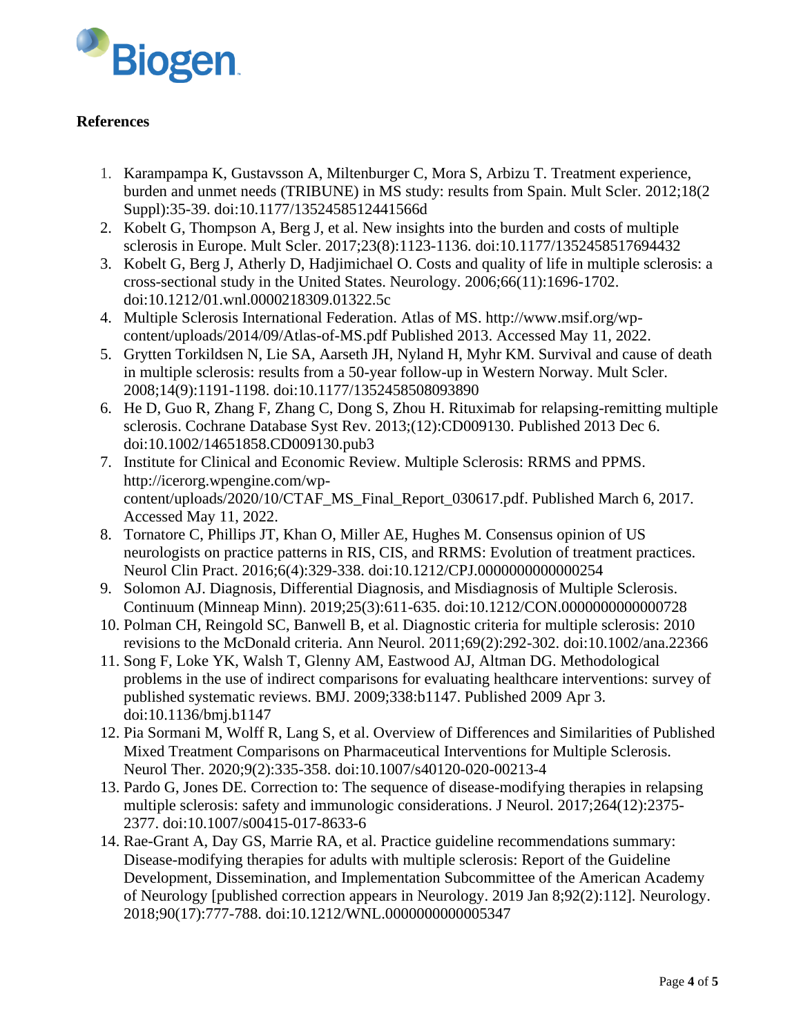**References**

1. Karampampa K, Gustavsson A, Miltenburger C, Mora S, Arbizu T. Treatment experience, burden and unmet needs (TRIBUNE) in MS study: results from Spain. Mult Scler. 2012;18(2 Suppl):35-39. doi:10.1177/1352458512441566d
2. Kobelt G, Thompson A, Berg J, et al. New insights into the burden and costs of multiple sclerosis in Europe. Mult Scler. 2017;23(8):1123-1136. doi:10.1177/1352458517694432
3. Kobelt G, Berg J, Atherly D, Hadjimichael O. Costs and quality of life in multiple sclerosis: a cross-sectional study in the United States. Neurology. 2006;66(11):1696-1702. doi:10.1212/01.wnl.0000218309.01322.5c
4. Multiple Sclerosis International Federation. Atlas of MS. http://www.msif.org/wp-content/uploads/2014/09/Atlas-of-MS.pdf Published 2013. Accessed May 11, 2022.
5. Grytten Torkildsen N, Lie SA, Aarseth JH, Nyland H, Myhr KM. Survival and cause of death in multiple sclerosis: results from a 50-year follow-up in Western Norway. Mult Scler. 2008;14(9):1191-1198. doi:10.1177/1352458508093890
6. He D, Guo R, Zhang F, Zhang C, Dong S, Zhou H. Rituximab for relapsing-remitting multiple sclerosis. Cochrane Database Syst Rev. 2013;(12):CD009130. Published 2013 Dec 6. doi:10.1002/14651858.CD009130.pub3
7. Institute for Clinical and Economic Review. Multiple Sclerosis: RRMS and PPMS. http://icerorg.wpengine.com/wp-content/uploads/2020/10/CTAF_MS_Final_Report_030617.pdf. Published March 6, 2017. Accessed May 11, 2022.
8. Tornatore C, Phillips JT, Khan O, Miller AE, Hughes M. Consensus opinion of US neurologists on practice patterns in RIS, CIS, and RRMS: Evolution of treatment practices. Neurol Clin Pract. 2016;6(4):329-338. doi:10.1212/CPJ.0000000000000254
9. Solomon AJ. Diagnosis, Differential Diagnosis, and Misdiagnosis of Multiple Sclerosis. Continuum (Minneap Minn). 2019;25(3):611-635. doi:10.1212/CON.0000000000000728
10. Polman CH, Reingold SC, Banwell B, et al. Diagnostic criteria for multiple sclerosis: 2010 revisions to the McDonald criteria. Ann Neurol. 2011;69(2):292-302. doi:10.1002/ana.22366
11. Song F, Loke YK, Walsh T, Glenny AM, Eastwood AJ, Altman DG. Methodological problems in the use of indirect comparisons for evaluating healthcare interventions: survey of published systematic reviews. BMJ. 2009;338:b1147. Published 2009 Apr 3. doi:10.1136/bmj.b1147
12. Pia Sormani M, Wolff R, Lang S, et al. Overview of Differences and Similarities of Published Mixed Treatment Comparisons on Pharmaceutical Interventions for Multiple Sclerosis. Neurol Ther. 2020;9(2):335-358. doi:10.1007/s40120-020-00213-4
13. Pardo G, Jones DE. Correction to: The sequence of disease-modifying therapies in relapsing multiple sclerosis: safety and immunologic considerations. J Neurol. 2017;264(12):2375-2377. doi:10.1007/s00415-017-8633-6
14. Rae-Grant A, Day GS, Marrie RA, et al. Practice guideline recommendations summary: Disease-modifying therapies for adults with multiple sclerosis: Report of the Guideline Development, Dissemination, and Implementation Subcommittee of the American Academy of Neurology [published correction appears in Neurology. 2019 Jan 8;92(2):112]. Neurology. 2018;90(17):777-788. doi:10.1212/WNL.0000000000005347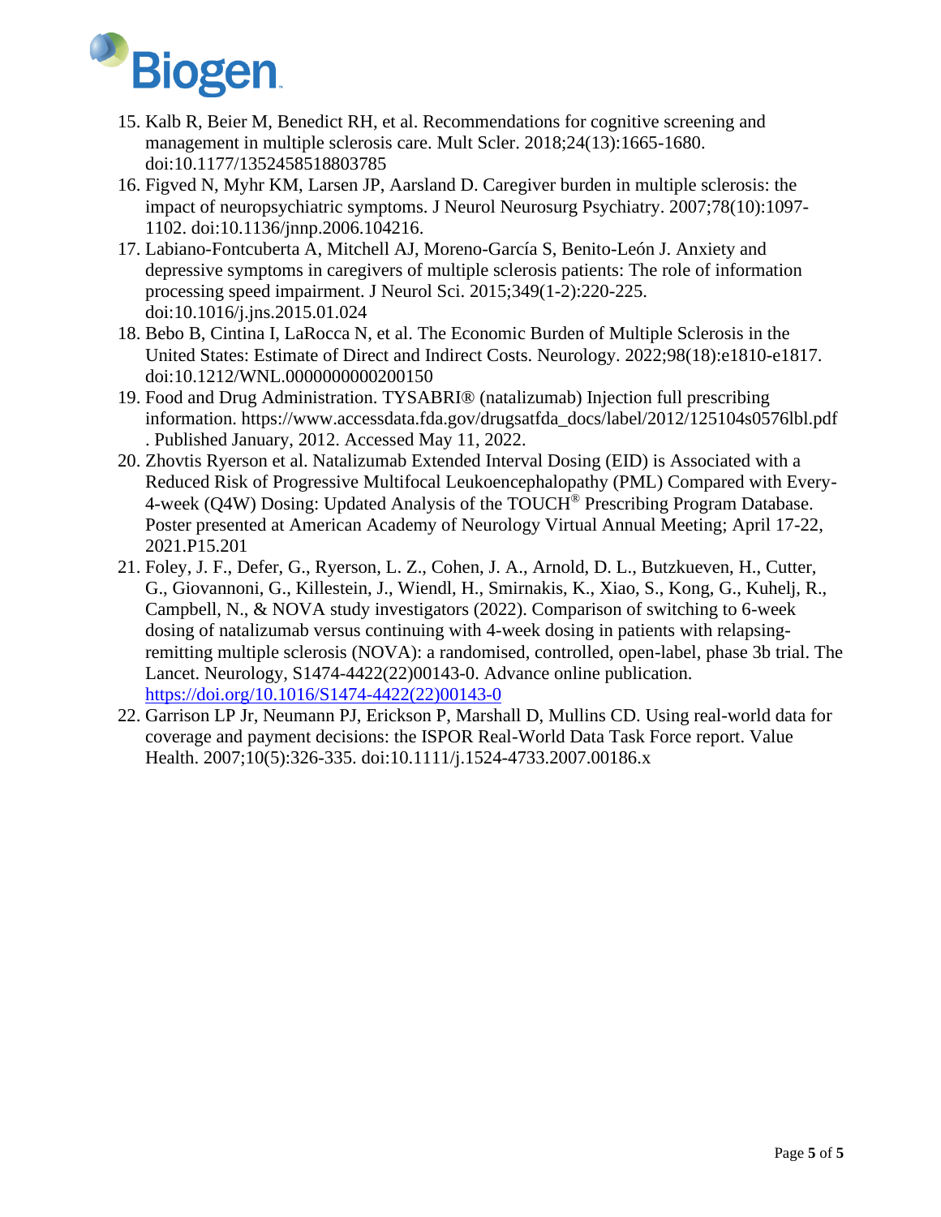15. Kalb R, Beier M, Benedict RH, et al. Recommendations for cognitive screening and management in multiple sclerosis care. Mult Scler. 2018;24(13):1665-1680. doi:10.1177/1352458518803785
16. Figved N, Myhr KM, Larsen JP, Aarsland D. Caregiver burden in multiple sclerosis: the impact of neuropsychiatric symptoms. J Neurol Neurosurg Psychiatry. 2007;78(10):1097-1102. doi:10.1136/jnnp.2006.104216.
17. Labiano-Fontcuberta A, Mitchell AJ, Moreno-García S, Benito-León J. Anxiety and depressive symptoms in caregivers of multiple sclerosis patients: The role of information processing speed impairment. J Neurol Sci. 2015;349(1-2):220-225. doi:10.1016/j.jns.2015.01.024
18. Bebo B, Cintina I, LaRocca N, et al. The Economic Burden of Multiple Sclerosis in the United States: Estimate of Direct and Indirect Costs. Neurology. 2022;98(18):e1810-e1817. doi:10.1212/WNL.0000000000200150
19. Food and Drug Administration. TYSABRI® (natalizumab) Injection full prescribing information. https://www.accessdata.fda.gov/drugsatfda_docs/label/2012/125104s0576lbl.pdf . Published January, 2012. Accessed May 11, 2022.
20. Zhovtis Ryerson et al. Natalizumab Extended Interval Dosing (EID) is Associated with a Reduced Risk of Progressive Multifocal Leukoencephalopathy (PML) Compared with Every-4-week (Q4W) Dosing: Updated Analysis of the TOUCH® Prescribing Program Database. Poster presented at American Academy of Neurology Virtual Annual Meeting; April 17-22, 2021.P15.201
21. Foley, J. F., Defer, G., Ryerson, L. Z., Cohen, J. A., Arnold, D. L., Butzkueven, H., Cutter, G., Giovannoni, G., Killestein, J., Wiendl, H., Smirnakis, K., Xiao, S., Kong, G., Kuhelj, R., Campbell, N., & NOVA study investigators (2022). Comparison of switching to 6-week dosing of natalizumab versus continuing with 4-week dosing in patients with relapsing-remitting multiple sclerosis (NOVA): a randomised, controlled, open-label, phase 3b trial. The Lancet. Neurology, S1474-4422(22)00143-0. Advance online publication. https://doi.org/10.1016/S1474-4422(22)00143-0
22. Garrison LP Jr, Neumann PJ, Erickson P, Marshall D, Mullins CD. Using real-world data for coverage and payment decisions: the ISPOR Real-World Data Task Force report. Value Health. 2007;10(5):326-335. doi:10.1111/j.1524-4733.2007.00186.x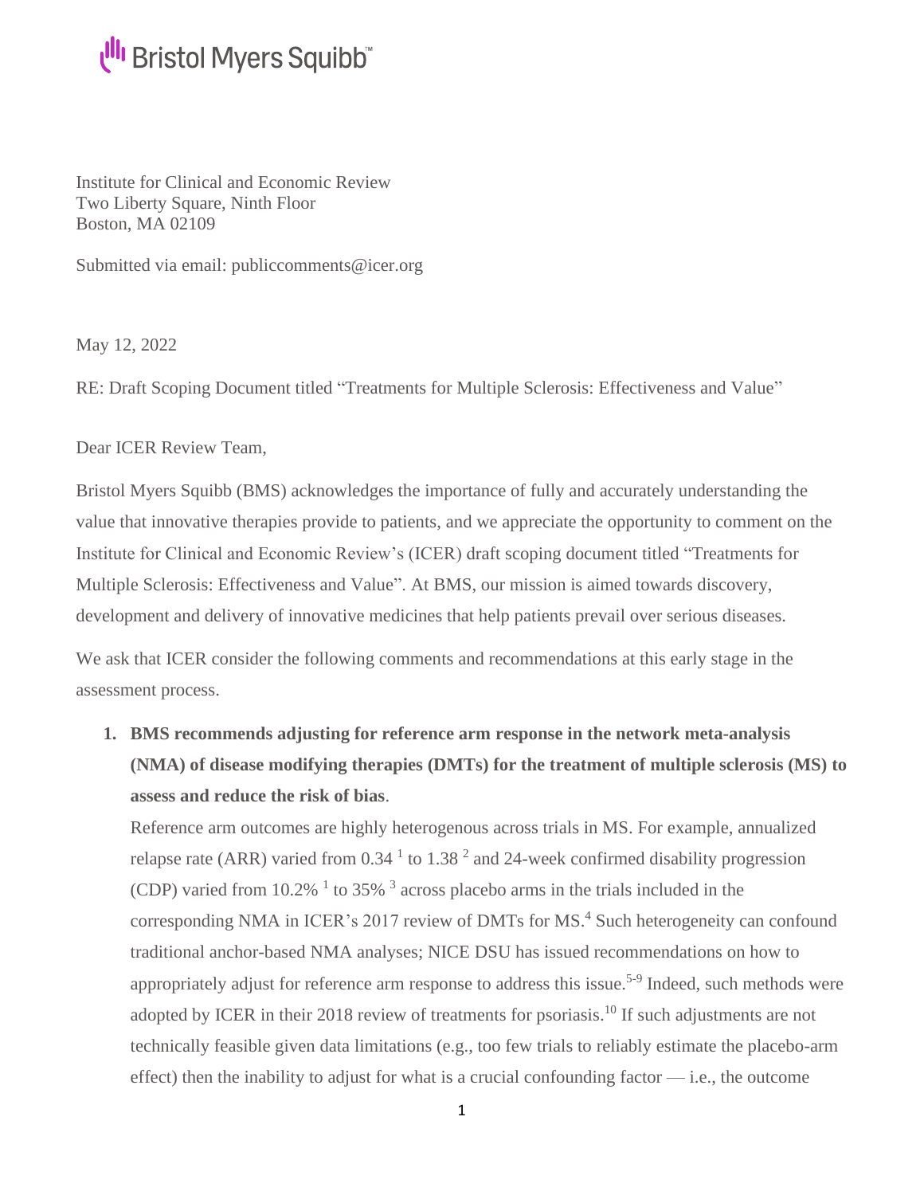Bristol Myers Squibb™

Institute for Clinical and Economic Review
Two Liberty Square, Ninth Floor
Boston, MA 02109

Submitted via email: publiccomments@icer.org

May 12, 2022

RE: Draft Scoping Document titled "Treatments for Multiple Sclerosis: Effectiveness and Value"

Dear ICER Review Team,

Bristol Myers Squibb (BMS) acknowledges the importance of fully and accurately understanding the value that innovative therapies provide to patients, and we appreciate the opportunity to comment on the Institute for Clinical and Economic Review's (ICER) draft scoping document titled "Treatments for Multiple Sclerosis: Effectiveness and Value". At BMS, our mission is aimed towards discovery, development and delivery of innovative medicines that help patients prevail over serious diseases.

We ask that ICER consider the following comments and recommendations at this early stage in the assessment process.

1. **BMS recommends adjusting for reference arm response in the network meta-analysis (NMA) of disease modifying therapies (DMTs) for the treatment of multiple sclerosis (MS) to assess and reduce the risk of bias**.

   Reference arm outcomes are highly heterogenous across trials in MS. For example, annualized relapse rate (ARR) varied from 0.34 [1] to 1.38 [2] and 24-week confirmed disability progression (CDP) varied from 10.2% [1] to 35% [3] across placebo arms in the trials included in the corresponding NMA in ICER's 2017 review of DMTs for MS.[4] Such heterogeneity can confound traditional anchor-based NMA analyses; NICE DSU has issued recommendations on how to appropriately adjust for reference arm response to address this issue.[5-9] Indeed, such methods were adopted by ICER in their 2018 review of treatments for psoriasis.[10] If such adjustments are not technically feasible given data limitations (e.g., too few trials to reliably estimate the placebo-arm effect) then the inability to adjust for what is a crucial confounding factor — i.e., the outcome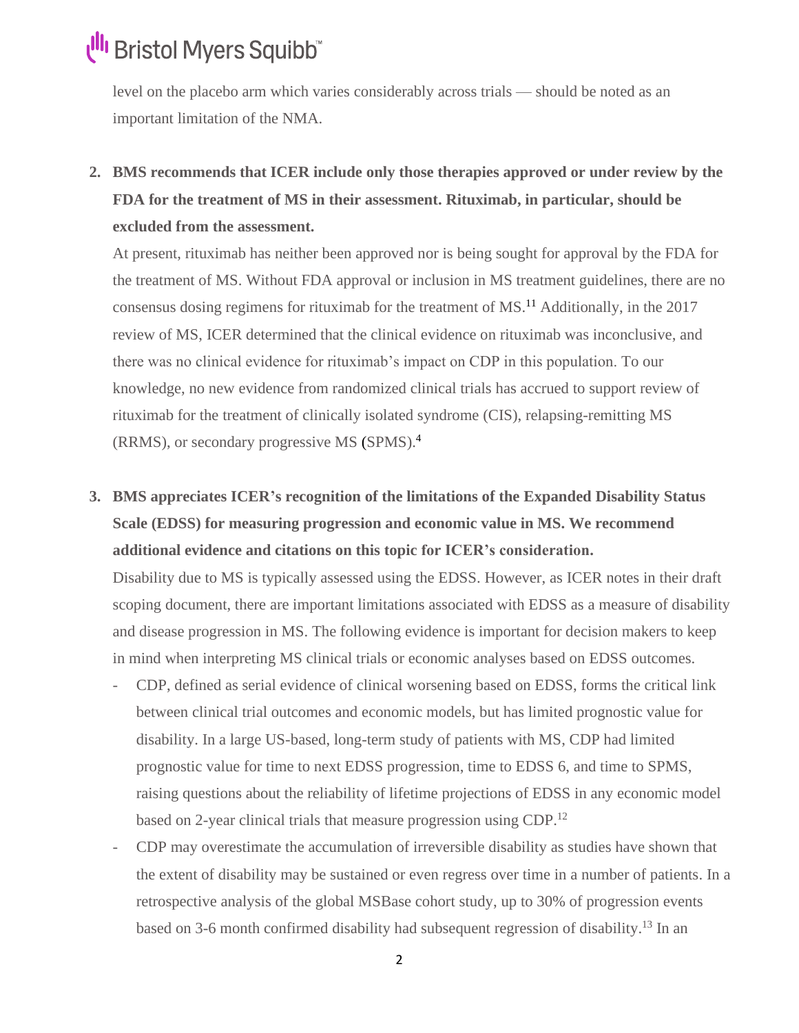level on the placebo arm which varies considerably across trials — should be noted as an important limitation of the NMA.

2. **BMS recommends that ICER include only those therapies approved or under review by the FDA for the treatment of MS in their assessment. Rituximab, in particular, should be excluded from the assessment.**

   At present, rituximab has neither been approved nor is being sought for approval by the FDA for the treatment of MS. Without FDA approval or inclusion in MS treatment guidelines, there are no consensus dosing regimens for rituximab for the treatment of MS.[11] Additionally, in the 2017 review of MS, ICER determined that the clinical evidence on rituximab was inconclusive, and there was no clinical evidence for rituximab's impact on CDP in this population. To our knowledge, no new evidence from randomized clinical trials has accrued to support review of rituximab for the treatment of clinically isolated syndrome (CIS), relapsing-remitting MS (RRMS), or secondary progressive MS (SPMS).[4]

3. **BMS appreciates ICER's recognition of the limitations of the Expanded Disability Status Scale (EDSS) for measuring progression and economic value in MS. We recommend additional evidence and citations on this topic for ICER's consideration.**

   Disability due to MS is typically assessed using the EDSS. However, as ICER notes in their draft scoping document, there are important limitations associated with EDSS as a measure of disability and disease progression in MS. The following evidence is important for decision makers to keep in mind when interpreting MS clinical trials or economic analyses based on EDSS outcomes.

   - CDP, defined as serial evidence of clinical worsening based on EDSS, forms the critical link between clinical trial outcomes and economic models, but has limited prognostic value for disability. In a large US-based, long-term study of patients with MS, CDP had limited prognostic value for time to next EDSS progression, time to EDSS 6, and time to SPMS, raising questions about the reliability of lifetime projections of EDSS in any economic model based on 2-year clinical trials that measure progression using CDP.[12]
   - CDP may overestimate the accumulation of irreversible disability as studies have shown that the extent of disability may be sustained or even regress over time in a number of patients. In a retrospective analysis of the global MSBase cohort study, up to 30% of progression events based on 3-6 month confirmed disability had subsequent regression of disability.[13] In an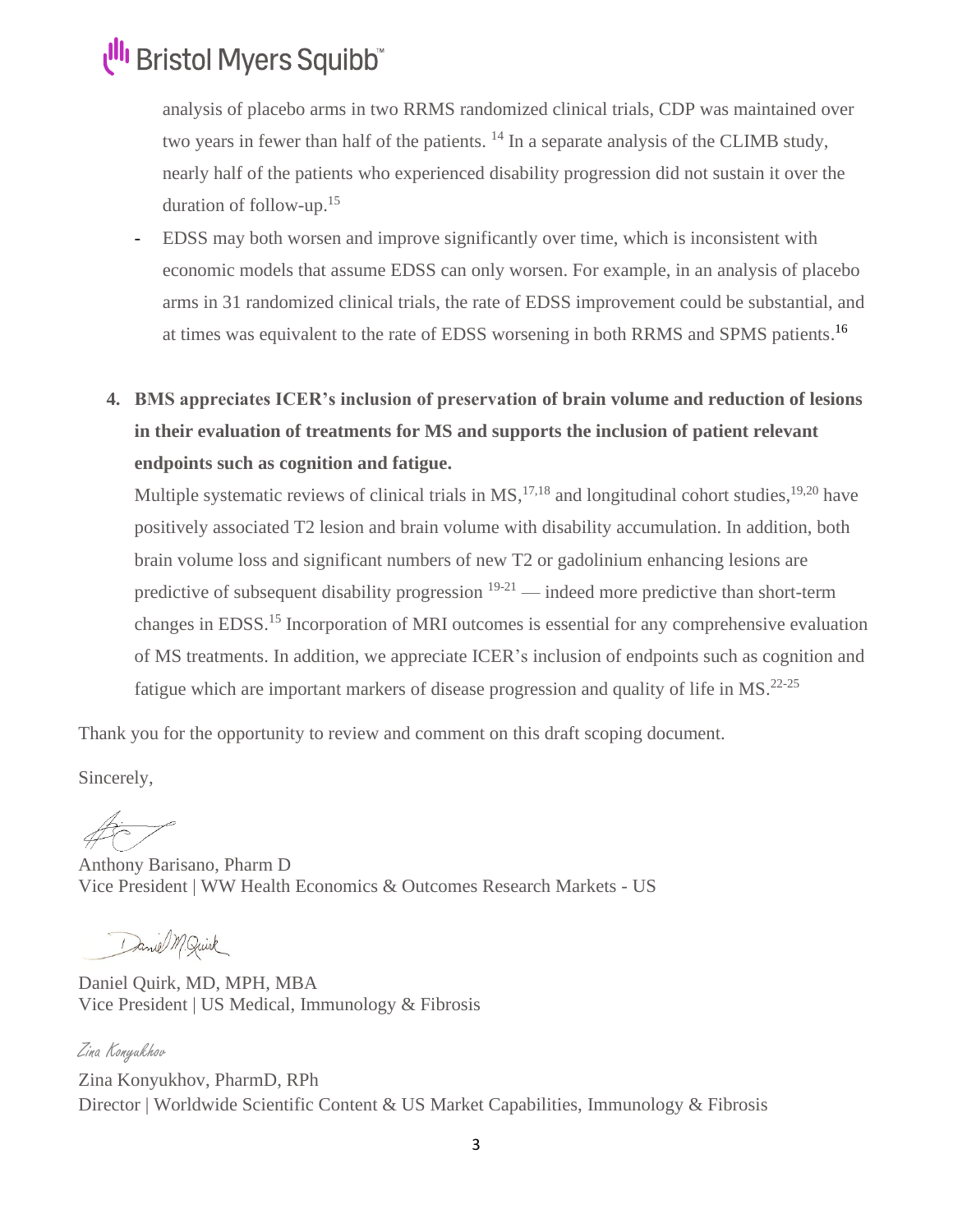analysis of placebo arms in two RRMS randomized clinical trials, CDP was maintained over two years in fewer than half of the patients. [14] In a separate analysis of the CLIMB study, nearly half of the patients who experienced disability progression did not sustain it over the duration of follow-up.[15]

- EDSS may both worsen and improve significantly over time, which is inconsistent with economic models that assume EDSS can only worsen. For example, in an analysis of placebo arms in 31 randomized clinical trials, the rate of EDSS improvement could be substantial, and at times was equivalent to the rate of EDSS worsening in both RRMS and SPMS patients.[16]

4. **BMS appreciates ICER's inclusion of preservation of brain volume and reduction of lesions in their evaluation of treatments for MS and supports the inclusion of patient relevant endpoints such as cognition and fatigue.**

   Multiple systematic reviews of clinical trials in MS,[17,18] and longitudinal cohort studies,[19,20] have positively associated T2 lesion and brain volume with disability accumulation. In addition, both brain volume loss and significant numbers of new T2 or gadolinium enhancing lesions are predictive of subsequent disability progression [19-21] — indeed more predictive than short-term changes in EDSS.[15] Incorporation of MRI outcomes is essential for any comprehensive evaluation of MS treatments. In addition, we appreciate ICER's inclusion of endpoints such as cognition and fatigue which are important markers of disease progression and quality of life in MS.[22-25]

Thank you for the opportunity to review and comment on this draft scoping document.

Sincerely,

Anthony Barisano, Pharm D
Vice President | WW Health Economics & Outcomes Research Markets - US

Daniel Quirk, MD, MPH, MBA
Vice President | US Medical, Immunology & Fibrosis

Zina Konyukhov

Zina Konyukhov, PharmD, RPh
Director | Worldwide Scientific Content & US Market Capabilities, Immunology & Fibrosis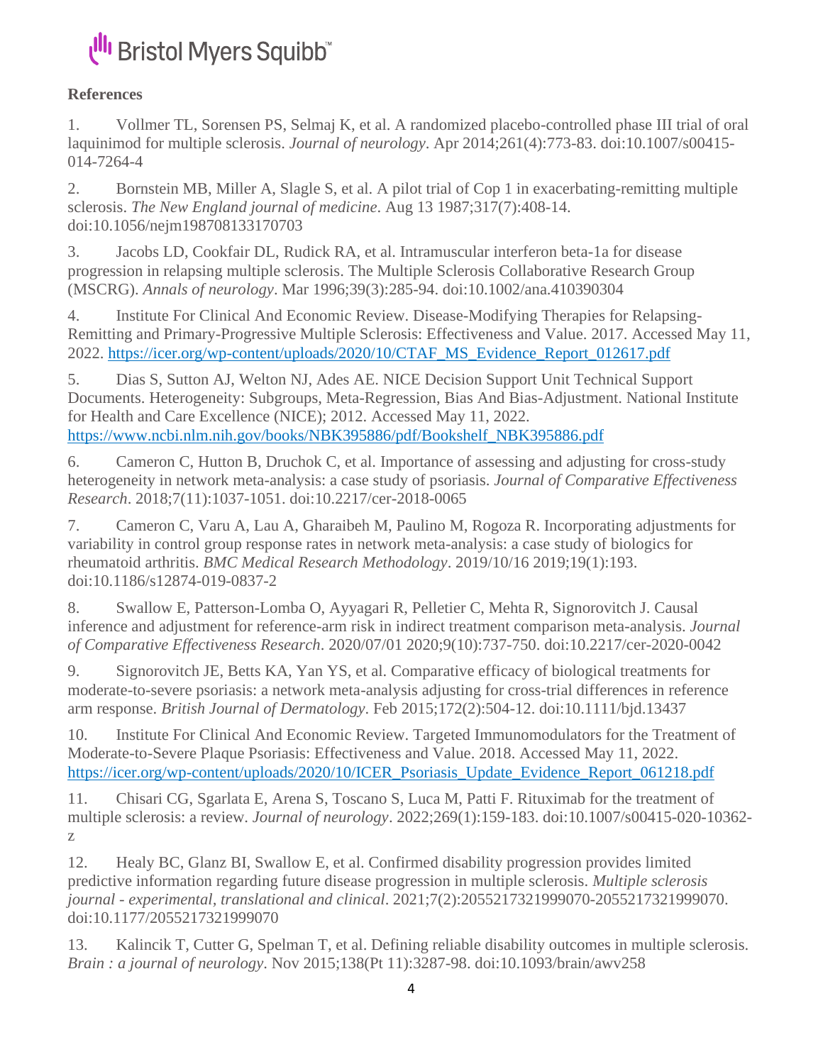**References**

1. Vollmer TL, Sorensen PS, Selmaj K, et al. A randomized placebo-controlled phase III trial of oral laquinimod for multiple sclerosis. *Journal of neurology*. Apr 2014;261(4):773-83. doi:10.1007/s00415-014-7264-4

2. Bornstein MB, Miller A, Slagle S, et al. A pilot trial of Cop 1 in exacerbating-remitting multiple sclerosis. *The New England journal of medicine*. Aug 13 1987;317(7):408-14. doi:10.1056/nejm198708133170703

3. Jacobs LD, Cookfair DL, Rudick RA, et al. Intramuscular interferon beta-1a for disease progression in relapsing multiple sclerosis. The Multiple Sclerosis Collaborative Research Group (MSCRG). *Annals of neurology*. Mar 1996;39(3):285-94. doi:10.1002/ana.410390304

4. Institute For Clinical And Economic Review. Disease-Modifying Therapies for Relapsing-Remitting and Primary-Progressive Multiple Sclerosis: Effectiveness and Value. 2017. Accessed May 11, 2022. https://icer.org/wp-content/uploads/2020/10/CTAF_MS_Evidence_Report_012617.pdf

5. Dias S, Sutton AJ, Welton NJ, Ades AE. NICE Decision Support Unit Technical Support Documents. Heterogeneity: Subgroups, Meta-Regression, Bias And Bias-Adjustment. National Institute for Health and Care Excellence (NICE); 2012. Accessed May 11, 2022. https://www.ncbi.nlm.nih.gov/books/NBK395886/pdf/Bookshelf_NBK395886.pdf

6. Cameron C, Hutton B, Druchok C, et al. Importance of assessing and adjusting for cross-study heterogeneity in network meta-analysis: a case study of psoriasis. *Journal of Comparative Effectiveness Research*. 2018;7(11):1037-1051. doi:10.2217/cer-2018-0065

7. Cameron C, Varu A, Lau A, Gharaibeh M, Paulino M, Rogoza R. Incorporating adjustments for variability in control group response rates in network meta-analysis: a case study of biologics for rheumatoid arthritis. *BMC Medical Research Methodology*. 2019/10/16 2019;19(1):193. doi:10.1186/s12874-019-0837-2

8. Swallow E, Patterson-Lomba O, Ayyagari R, Pelletier C, Mehta R, Signorovitch J. Causal inference and adjustment for reference-arm risk in indirect treatment comparison meta-analysis. *Journal of Comparative Effectiveness Research*. 2020/07/01 2020;9(10):737-750. doi:10.2217/cer-2020-0042

9. Signorovitch JE, Betts KA, Yan YS, et al. Comparative efficacy of biological treatments for moderate-to-severe psoriasis: a network meta-analysis adjusting for cross-trial differences in reference arm response. *British Journal of Dermatology*. Feb 2015;172(2):504-12. doi:10.1111/bjd.13437

10. Institute For Clinical And Economic Review. Targeted Immunomodulators for the Treatment of Moderate-to-Severe Plaque Psoriasis: Effectiveness and Value. 2018. Accessed May 11, 2022. https://icer.org/wp-content/uploads/2020/10/ICER_Psoriasis_Update_Evidence_Report_061218.pdf

11. Chisari CG, Sgarlata E, Arena S, Toscano S, Luca M, Patti F. Rituximab for the treatment of multiple sclerosis: a review. *Journal of neurology*. 2022;269(1):159-183. doi:10.1007/s00415-020-10362-z

12. Healy BC, Glanz BI, Swallow E, et al. Confirmed disability progression provides limited predictive information regarding future disease progression in multiple sclerosis. *Multiple sclerosis journal - experimental, translational and clinical*. 2021;7(2):2055217321999070-2055217321999070. doi:10.1177/2055217321999070

13. Kalincik T, Cutter G, Spelman T, et al. Defining reliable disability outcomes in multiple sclerosis. *Brain : a journal of neurology*. Nov 2015;138(Pt 11):3287-98. doi:10.1093/brain/awv258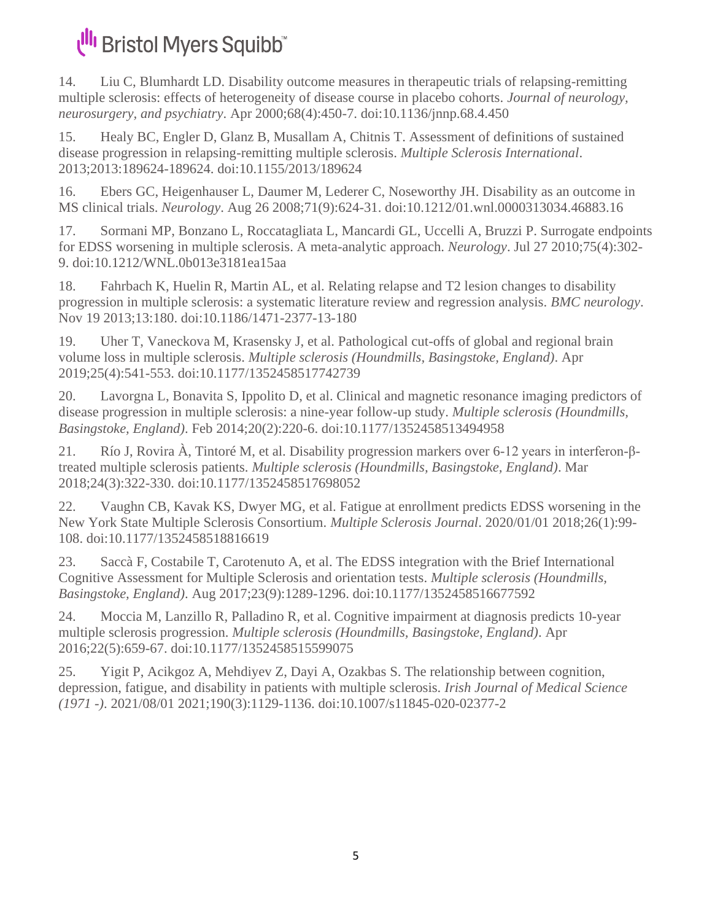14. Liu C, Blumhardt LD. Disability outcome measures in therapeutic trials of relapsing-remitting multiple sclerosis: effects of heterogeneity of disease course in placebo cohorts. *Journal of neurology, neurosurgery, and psychiatry*. Apr 2000;68(4):450-7. doi:10.1136/jnnp.68.4.450

15. Healy BC, Engler D, Glanz B, Musallam A, Chitnis T. Assessment of definitions of sustained disease progression in relapsing-remitting multiple sclerosis. *Multiple Sclerosis International*. 2013;2013:189624-189624. doi:10.1155/2013/189624

16. Ebers GC, Heigenhauser L, Daumer M, Lederer C, Noseworthy JH. Disability as an outcome in MS clinical trials. *Neurology*. Aug 26 2008;71(9):624-31. doi:10.1212/01.wnl.0000313034.46883.16

17. Sormani MP, Bonzano L, Roccatagliata L, Mancardi GL, Uccelli A, Bruzzi P. Surrogate endpoints for EDSS worsening in multiple sclerosis. A meta-analytic approach. *Neurology*. Jul 27 2010;75(4):302-9. doi:10.1212/WNL.0b013e3181ea15aa

18. Fahrbach K, Huelin R, Martin AL, et al. Relating relapse and T2 lesion changes to disability progression in multiple sclerosis: a systematic literature review and regression analysis. *BMC neurology*. Nov 19 2013;13:180. doi:10.1186/1471-2377-13-180

19. Uher T, Vaneckova M, Krasensky J, et al. Pathological cut-offs of global and regional brain volume loss in multiple sclerosis. *Multiple sclerosis (Houndmills, Basingstoke, England)*. Apr 2019;25(4):541-553. doi:10.1177/1352458517742739

20. Lavorgna L, Bonavita S, Ippolito D, et al. Clinical and magnetic resonance imaging predictors of disease progression in multiple sclerosis: a nine-year follow-up study. *Multiple sclerosis (Houndmills, Basingstoke, England)*. Feb 2014;20(2):220-6. doi:10.1177/1352458513494958

21. Río J, Rovira À, Tintoré M, et al. Disability progression markers over 6-12 years in interferon-β-treated multiple sclerosis patients. *Multiple sclerosis (Houndmills, Basingstoke, England)*. Mar 2018;24(3):322-330. doi:10.1177/1352458517698052

22. Vaughn CB, Kavak KS, Dwyer MG, et al. Fatigue at enrollment predicts EDSS worsening in the New York State Multiple Sclerosis Consortium. *Multiple Sclerosis Journal*. 2020/01/01 2018;26(1):99-108. doi:10.1177/1352458518816619

23. Saccà F, Costabile T, Carotenuto A, et al. The EDSS integration with the Brief International Cognitive Assessment for Multiple Sclerosis and orientation tests. *Multiple sclerosis (Houndmills, Basingstoke, England)*. Aug 2017;23(9):1289-1296. doi:10.1177/1352458516677592

24. Moccia M, Lanzillo R, Palladino R, et al. Cognitive impairment at diagnosis predicts 10-year multiple sclerosis progression. *Multiple sclerosis (Houndmills, Basingstoke, England)*. Apr 2016;22(5):659-67. doi:10.1177/1352458515599075

25. Yigit P, Acikgoz A, Mehdiyev Z, Dayi A, Ozakbas S. The relationship between cognition, depression, fatigue, and disability in patients with multiple sclerosis. *Irish Journal of Medical Science (1971 -)*. 2021/08/01 2021;190(3):1129-1136. doi:10.1007/s11845-020-02377-2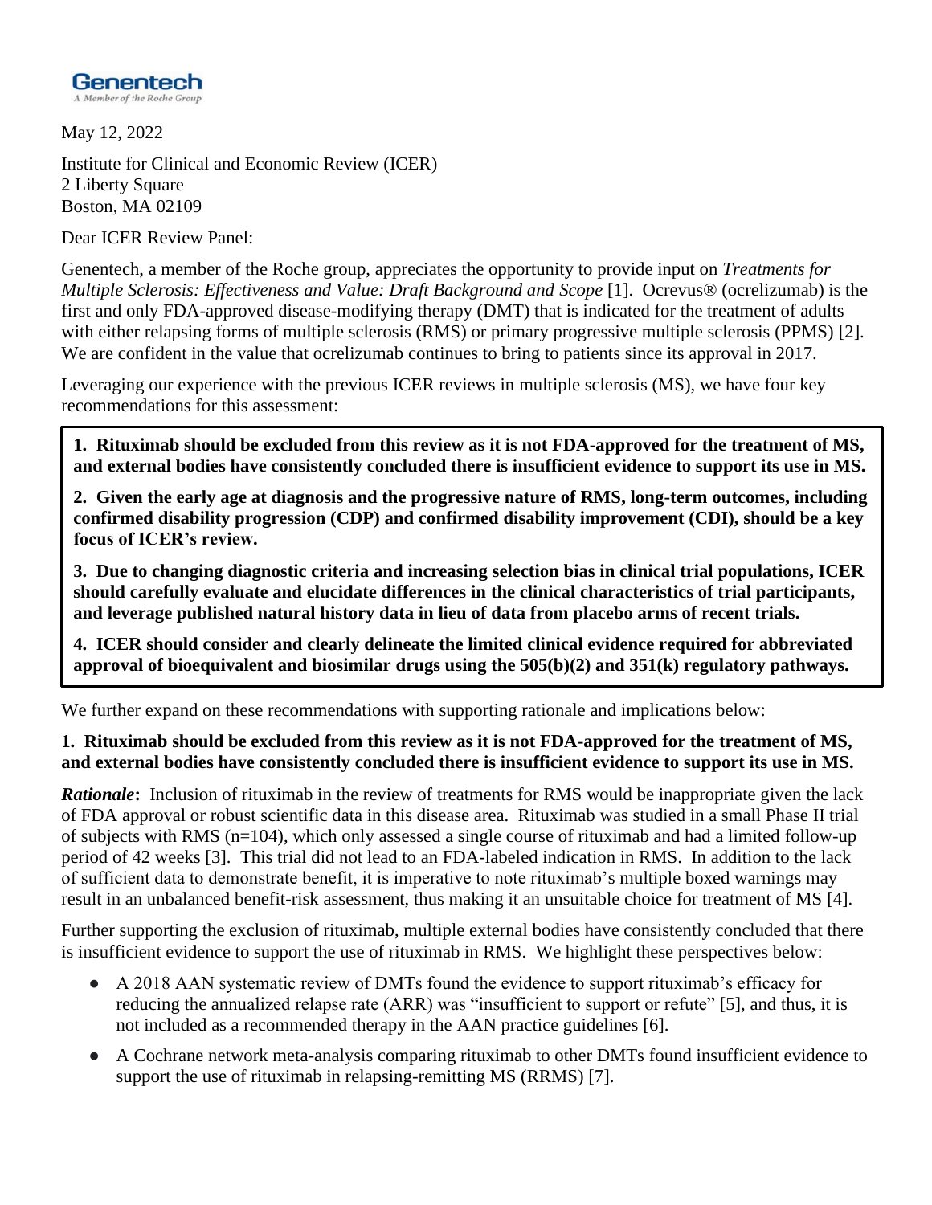**Genentech**
A Member of the Roche Group

May 12, 2022

Institute for Clinical and Economic Review (ICER)
2 Liberty Square
Boston, MA 02109

Dear ICER Review Panel:

Genentech, a member of the Roche group, appreciates the opportunity to provide input on *Treatments for Multiple Sclerosis: Effectiveness and Value: Draft Background and Scope* [1]. Ocrevus® (ocrelizumab) is the first and only FDA-approved disease-modifying therapy (DMT) that is indicated for the treatment of adults with either relapsing forms of multiple sclerosis (RMS) or primary progressive multiple sclerosis (PPMS) [2]. We are confident in the value that ocrelizumab continues to bring to patients since its approval in 2017.

Leveraging our experience with the previous ICER reviews in multiple sclerosis (MS), we have four key recommendations for this assessment:

**1. Rituximab should be excluded from this review as it is not FDA-approved for the treatment of MS, and external bodies have consistently concluded there is insufficient evidence to support its use in MS.**

**2. Given the early age at diagnosis and the progressive nature of RMS, long-term outcomes, including confirmed disability progression (CDP) and confirmed disability improvement (CDI), should be a key focus of ICER's review.**

**3. Due to changing diagnostic criteria and increasing selection bias in clinical trial populations, ICER should carefully evaluate and elucidate differences in the clinical characteristics of trial participants, and leverage published natural history data in lieu of data from placebo arms of recent trials.**

**4. ICER should consider and clearly delineate the limited clinical evidence required for abbreviated approval of bioequivalent and biosimilar drugs using the 505(b)(2) and 351(k) regulatory pathways.**

We further expand on these recommendations with supporting rationale and implications below:

**1. Rituximab should be excluded from this review as it is not FDA-approved for the treatment of MS, and external bodies have consistently concluded there is insufficient evidence to support its use in MS.**

***Rationale*:** Inclusion of rituximab in the review of treatments for RMS would be inappropriate given the lack of FDA approval or robust scientific data in this disease area. Rituximab was studied in a small Phase II trial of subjects with RMS (n=104), which only assessed a single course of rituximab and had a limited follow-up period of 42 weeks [3]. This trial did not lead to an FDA-labeled indication in RMS. In addition to the lack of sufficient data to demonstrate benefit, it is imperative to note rituximab's multiple boxed warnings may result in an unbalanced benefit-risk assessment, thus making it an unsuitable choice for treatment of MS [4].

Further supporting the exclusion of rituximab, multiple external bodies have consistently concluded that there is insufficient evidence to support the use of rituximab in RMS. We highlight these perspectives below:

- A 2018 AAN systematic review of DMTs found the evidence to support rituximab's efficacy for reducing the annualized relapse rate (ARR) was "insufficient to support or refute" [5], and thus, it is not included as a recommended therapy in the AAN practice guidelines [6].
- A Cochrane network meta-analysis comparing rituximab to other DMTs found insufficient evidence to support the use of rituximab in relapsing-remitting MS (RRMS) [7].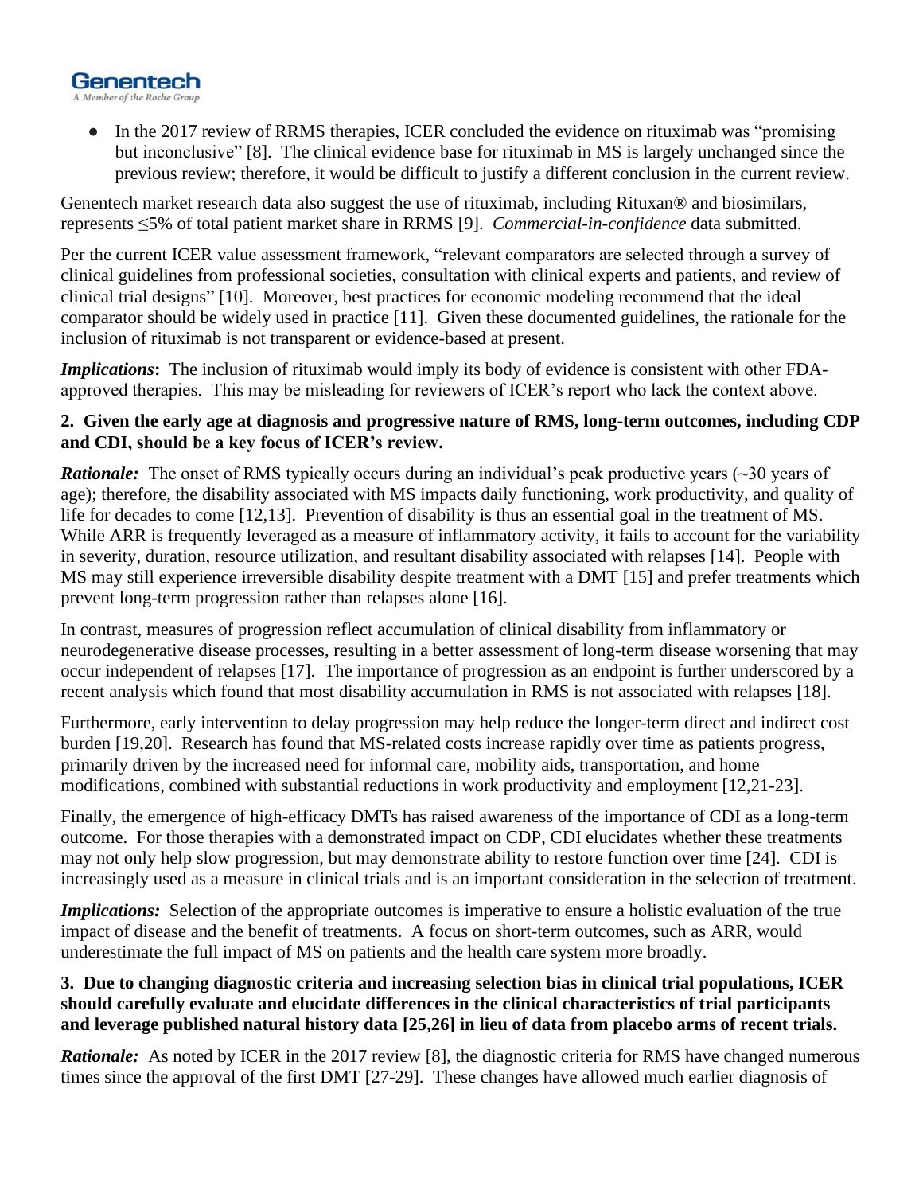- In the 2017 review of RRMS therapies, ICER concluded the evidence on rituximab was "promising but inconclusive" [8]. The clinical evidence base for rituximab in MS is largely unchanged since the previous review; therefore, it would be difficult to justify a different conclusion in the current review.

Genentech market research data also suggest the use of rituximab, including Rituxan® and biosimilars, represents ≤5% of total patient market share in RRMS [9]. *Commercial-in-confidence* data submitted.

Per the current ICER value assessment framework, "relevant comparators are selected through a survey of clinical guidelines from professional societies, consultation with clinical experts and patients, and review of clinical trial designs" [10]. Moreover, best practices for economic modeling recommend that the ideal comparator should be widely used in practice [11]. Given these documented guidelines, the rationale for the inclusion of rituximab is not transparent or evidence-based at present.

***Implications*:** The inclusion of rituximab would imply its body of evidence is consistent with other FDA-approved therapies. This may be misleading for reviewers of ICER's report who lack the context above.

**2. Given the early age at diagnosis and progressive nature of RMS, long-term outcomes, including CDP and CDI, should be a key focus of ICER's review.**

***Rationale:*** The onset of RMS typically occurs during an individual's peak productive years (~30 years of age); therefore, the disability associated with MS impacts daily functioning, work productivity, and quality of life for decades to come [12,13]. Prevention of disability is thus an essential goal in the treatment of MS. While ARR is frequently leveraged as a measure of inflammatory activity, it fails to account for the variability in severity, duration, resource utilization, and resultant disability associated with relapses [14]. People with MS may still experience irreversible disability despite treatment with a DMT [15] and prefer treatments which prevent long-term progression rather than relapses alone [16].

In contrast, measures of progression reflect accumulation of clinical disability from inflammatory or neurodegenerative disease processes, resulting in a better assessment of long-term disease worsening that may occur independent of relapses [17]. The importance of progression as an endpoint is further underscored by a recent analysis which found that most disability accumulation in RMS is <u>not</u> associated with relapses [18].

Furthermore, early intervention to delay progression may help reduce the longer-term direct and indirect cost burden [19,20]. Research has found that MS-related costs increase rapidly over time as patients progress, primarily driven by the increased need for informal care, mobility aids, transportation, and home modifications, combined with substantial reductions in work productivity and employment [12,21-23].

Finally, the emergence of high-efficacy DMTs has raised awareness of the importance of CDI as a long-term outcome. For those therapies with a demonstrated impact on CDP, CDI elucidates whether these treatments may not only help slow progression, but may demonstrate ability to restore function over time [24]. CDI is increasingly used as a measure in clinical trials and is an important consideration in the selection of treatment.

***Implications:*** Selection of the appropriate outcomes is imperative to ensure a holistic evaluation of the true impact of disease and the benefit of treatments. A focus on short-term outcomes, such as ARR, would underestimate the full impact of MS on patients and the health care system more broadly.

**3. Due to changing diagnostic criteria and increasing selection bias in clinical trial populations, ICER should carefully evaluate and elucidate differences in the clinical characteristics of trial participants and leverage published natural history data [25,26] in lieu of data from placebo arms of recent trials.**

***Rationale:*** As noted by ICER in the 2017 review [8], the diagnostic criteria for RMS have changed numerous times since the approval of the first DMT [27-29]. These changes have allowed much earlier diagnosis of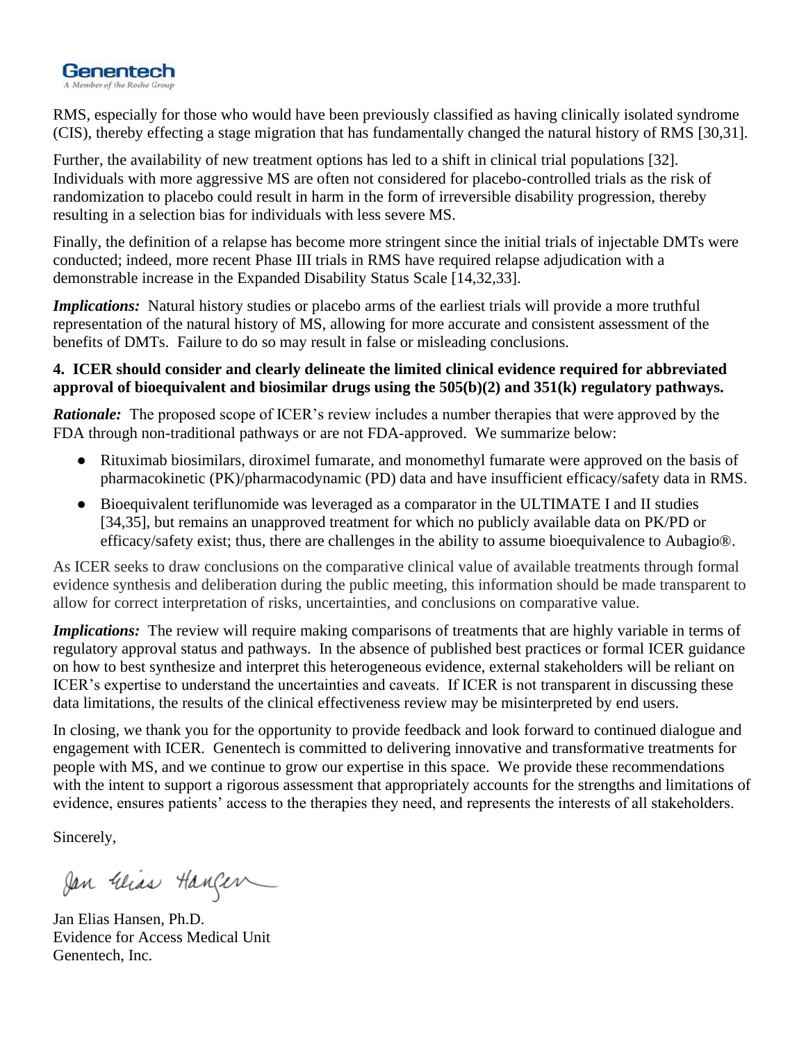RMS, especially for those who would have been previously classified as having clinically isolated syndrome (CIS), thereby effecting a stage migration that has fundamentally changed the natural history of RMS [30,31].

Further, the availability of new treatment options has led to a shift in clinical trial populations [32]. Individuals with more aggressive MS are often not considered for placebo-controlled trials as the risk of randomization to placebo could result in harm in the form of irreversible disability progression, thereby resulting in a selection bias for individuals with less severe MS.

Finally, the definition of a relapse has become more stringent since the initial trials of injectable DMTs were conducted; indeed, more recent Phase III trials in RMS have required relapse adjudication with a demonstrable increase in the Expanded Disability Status Scale [14,32,33].

***Implications:*** Natural history studies or placebo arms of the earliest trials will provide a more truthful representation of the natural history of MS, allowing for more accurate and consistent assessment of the benefits of DMTs. Failure to do so may result in false or misleading conclusions.

**4. ICER should consider and clearly delineate the limited clinical evidence required for abbreviated approval of bioequivalent and biosimilar drugs using the 505(b)(2) and 351(k) regulatory pathways.**

***Rationale:*** The proposed scope of ICER's review includes a number therapies that were approved by the FDA through non-traditional pathways or are not FDA-approved. We summarize below:

- Rituximab biosimilars, diroximel fumarate, and monomethyl fumarate were approved on the basis of pharmacokinetic (PK)/pharmacodynamic (PD) data and have insufficient efficacy/safety data in RMS.
- Bioequivalent teriflunomide was leveraged as a comparator in the ULTIMATE I and II studies [34,35], but remains an unapproved treatment for which no publicly available data on PK/PD or efficacy/safety exist; thus, there are challenges in the ability to assume bioequivalence to Aubagio®.

As ICER seeks to draw conclusions on the comparative clinical value of available treatments through formal evidence synthesis and deliberation during the public meeting, this information should be made transparent to allow for correct interpretation of risks, uncertainties, and conclusions on comparative value.

***Implications:*** The review will require making comparisons of treatments that are highly variable in terms of regulatory approval status and pathways. In the absence of published best practices or formal ICER guidance on how to best synthesize and interpret this heterogeneous evidence, external stakeholders will be reliant on ICER's expertise to understand the uncertainties and caveats. If ICER is not transparent in discussing these data limitations, the results of the clinical effectiveness review may be misinterpreted by end users.

In closing, we thank you for the opportunity to provide feedback and look forward to continued dialogue and engagement with ICER. Genentech is committed to delivering innovative and transformative treatments for people with MS, and we continue to grow our expertise in this space. We provide these recommendations with the intent to support a rigorous assessment that appropriately accounts for the strengths and limitations of evidence, ensures patients' access to the therapies they need, and represents the interests of all stakeholders.

Sincerely,

Jan Elias Hansen

Jan Elias Hansen, Ph.D.
Evidence for Access Medical Unit
Genentech, Inc.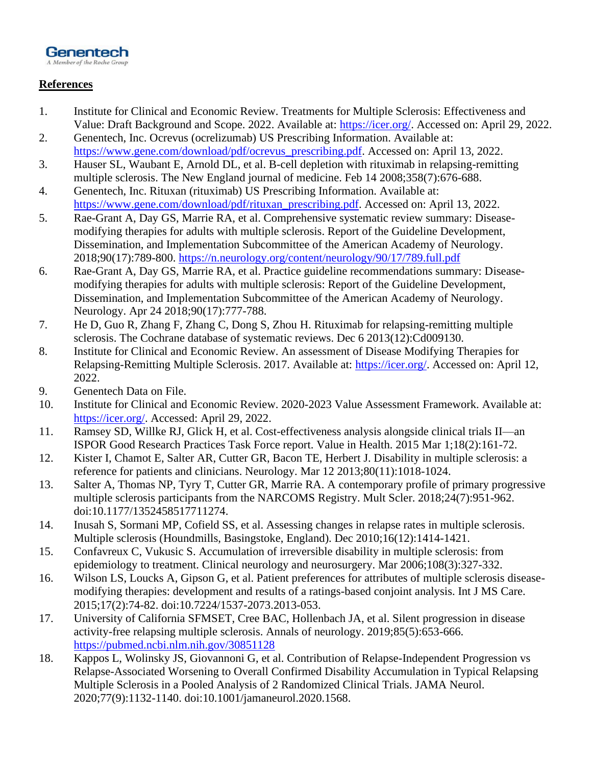Genentech
A Member of the Roche Group

**References**

1. Institute for Clinical and Economic Review. Treatments for Multiple Sclerosis: Effectiveness and Value: Draft Background and Scope. 2022. Available at: https://icer.org/. Accessed on: April 29, 2022.
2. Genentech, Inc. Ocrevus (ocrelizumab) US Prescribing Information. Available at: https://www.gene.com/download/pdf/ocrevus_prescribing.pdf. Accessed on: April 13, 2022.
3. Hauser SL, Waubant E, Arnold DL, et al. B-cell depletion with rituximab in relapsing-remitting multiple sclerosis. The New England journal of medicine. Feb 14 2008;358(7):676-688.
4. Genentech, Inc. Rituxan (rituximab) US Prescribing Information. Available at: https://www.gene.com/download/pdf/rituxan_prescribing.pdf. Accessed on: April 13, 2022.
5. Rae-Grant A, Day GS, Marrie RA, et al. Comprehensive systematic review summary: Disease-modifying therapies for adults with multiple sclerosis. Report of the Guideline Development, Dissemination, and Implementation Subcommittee of the American Academy of Neurology. 2018;90(17):789-800. https://n.neurology.org/content/neurology/90/17/789.full.pdf
6. Rae-Grant A, Day GS, Marrie RA, et al. Practice guideline recommendations summary: Disease-modifying therapies for adults with multiple sclerosis: Report of the Guideline Development, Dissemination, and Implementation Subcommittee of the American Academy of Neurology. Neurology. Apr 24 2018;90(17):777-788.
7. He D, Guo R, Zhang F, Zhang C, Dong S, Zhou H. Rituximab for relapsing-remitting multiple sclerosis. The Cochrane database of systematic reviews. Dec 6 2013(12):Cd009130.
8. Institute for Clinical and Economic Review. An assessment of Disease Modifying Therapies for Relapsing-Remitting Multiple Sclerosis. 2017. Available at: https://icer.org/. Accessed on: April 12, 2022.
9. Genentech Data on File.
10. Institute for Clinical and Economic Review. 2020-2023 Value Assessment Framework. Available at: https://icer.org/. Accessed: April 29, 2022.
11. Ramsey SD, Willke RJ, Glick H, et al. Cost-effectiveness analysis alongside clinical trials II—an ISPOR Good Research Practices Task Force report. Value in Health. 2015 Mar 1;18(2):161-72.
12. Kister I, Chamot E, Salter AR, Cutter GR, Bacon TE, Herbert J. Disability in multiple sclerosis: a reference for patients and clinicians. Neurology. Mar 12 2013;80(11):1018-1024.
13. Salter A, Thomas NP, Tyry T, Cutter GR, Marrie RA. A contemporary profile of primary progressive multiple sclerosis participants from the NARCOMS Registry. Mult Scler. 2018;24(7):951-962. doi:10.1177/1352458517711274.
14. Inusah S, Sormani MP, Cofield SS, et al. Assessing changes in relapse rates in multiple sclerosis. Multiple sclerosis (Houndmills, Basingstoke, England). Dec 2010;16(12):1414-1421.
15. Confavreux C, Vukusic S. Accumulation of irreversible disability in multiple sclerosis: from epidemiology to treatment. Clinical neurology and neurosurgery. Mar 2006;108(3):327-332.
16. Wilson LS, Loucks A, Gipson G, et al. Patient preferences for attributes of multiple sclerosis disease-modifying therapies: development and results of a ratings-based conjoint analysis. Int J MS Care. 2015;17(2):74-82. doi:10.7224/1537-2073.2013-053.
17. University of California SFMSET, Cree BAC, Hollenbach JA, et al. Silent progression in disease activity-free relapsing multiple sclerosis. Annals of neurology. 2019;85(5):653-666. https://pubmed.ncbi.nlm.nih.gov/30851128
18. Kappos L, Wolinsky JS, Giovannoni G, et al. Contribution of Relapse-Independent Progression vs Relapse-Associated Worsening to Overall Confirmed Disability Accumulation in Typical Relapsing Multiple Sclerosis in a Pooled Analysis of 2 Randomized Clinical Trials. JAMA Neurol. 2020;77(9):1132-1140. doi:10.1001/jamaneurol.2020.1568.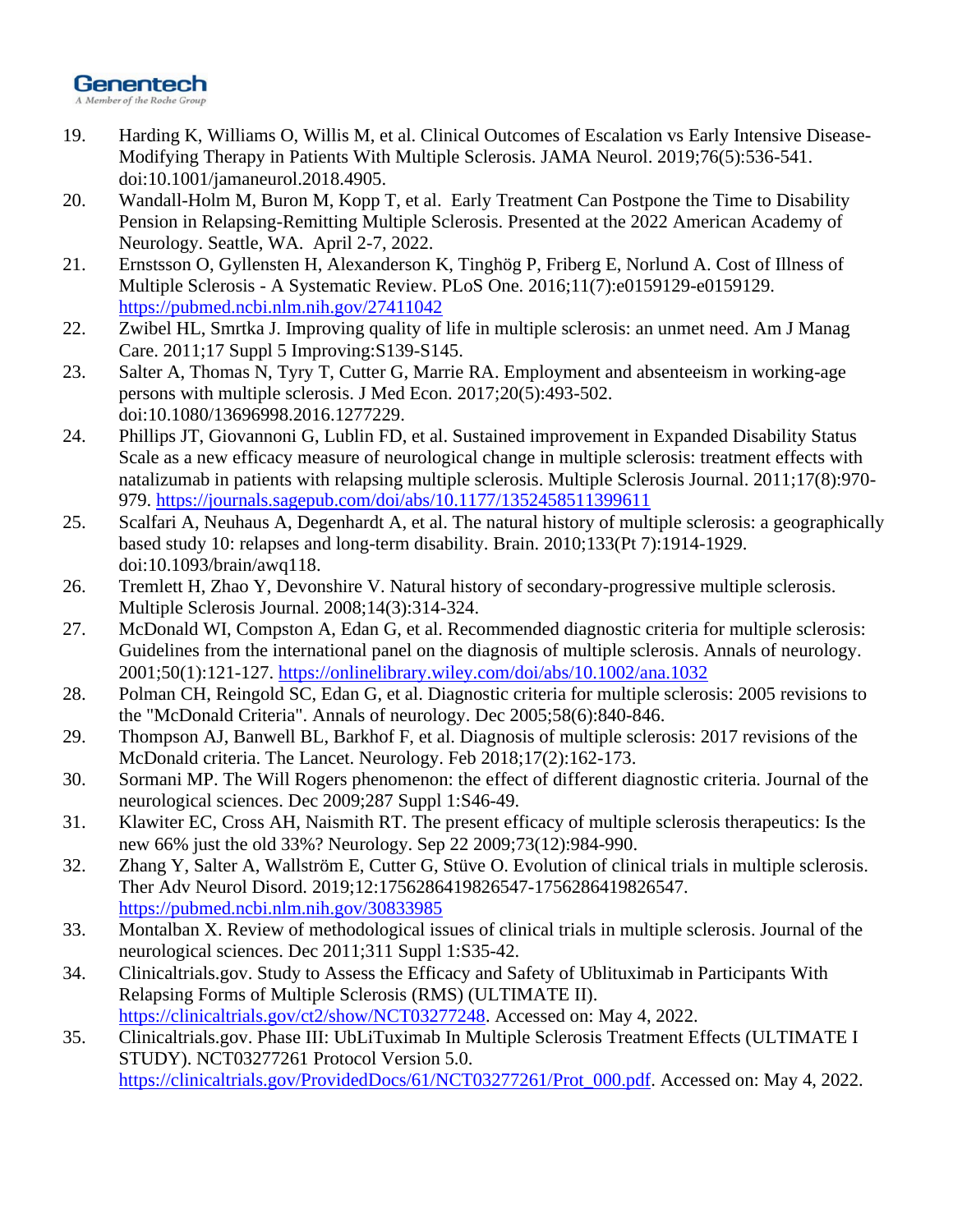19. Harding K, Williams O, Willis M, et al. Clinical Outcomes of Escalation vs Early Intensive Disease-Modifying Therapy in Patients With Multiple Sclerosis. JAMA Neurol. 2019;76(5):536-541. doi:10.1001/jamaneurol.2018.4905.
20. Wandall-Holm M, Buron M, Kopp T, et al. Early Treatment Can Postpone the Time to Disability Pension in Relapsing-Remitting Multiple Sclerosis. Presented at the 2022 American Academy of Neurology. Seattle, WA. April 2-7, 2022.
21. Ernstsson O, Gyllensten H, Alexanderson K, Tinghög P, Friberg E, Norlund A. Cost of Illness of Multiple Sclerosis - A Systematic Review. PLoS One. 2016;11(7):e0159129-e0159129. https://pubmed.ncbi.nlm.nih.gov/27411042
22. Zwibel HL, Smrtka J. Improving quality of life in multiple sclerosis: an unmet need. Am J Manag Care. 2011;17 Suppl 5 Improving:S139-S145.
23. Salter A, Thomas N, Tyry T, Cutter G, Marrie RA. Employment and absenteeism in working-age persons with multiple sclerosis. J Med Econ. 2017;20(5):493-502. doi:10.1080/13696998.2016.1277229.
24. Phillips JT, Giovannoni G, Lublin FD, et al. Sustained improvement in Expanded Disability Status Scale as a new efficacy measure of neurological change in multiple sclerosis: treatment effects with natalizumab in patients with relapsing multiple sclerosis. Multiple Sclerosis Journal. 2011;17(8):970-979. https://journals.sagepub.com/doi/abs/10.1177/1352458511399611
25. Scalfari A, Neuhaus A, Degenhardt A, et al. The natural history of multiple sclerosis: a geographically based study 10: relapses and long-term disability. Brain. 2010;133(Pt 7):1914-1929. doi:10.1093/brain/awq118.
26. Tremlett H, Zhao Y, Devonshire V. Natural history of secondary-progressive multiple sclerosis. Multiple Sclerosis Journal. 2008;14(3):314-324.
27. McDonald WI, Compston A, Edan G, et al. Recommended diagnostic criteria for multiple sclerosis: Guidelines from the international panel on the diagnosis of multiple sclerosis. Annals of neurology. 2001;50(1):121-127. https://onlinelibrary.wiley.com/doi/abs/10.1002/ana.1032
28. Polman CH, Reingold SC, Edan G, et al. Diagnostic criteria for multiple sclerosis: 2005 revisions to the "McDonald Criteria". Annals of neurology. Dec 2005;58(6):840-846.
29. Thompson AJ, Banwell BL, Barkhof F, et al. Diagnosis of multiple sclerosis: 2017 revisions of the McDonald criteria. The Lancet. Neurology. Feb 2018;17(2):162-173.
30. Sormani MP. The Will Rogers phenomenon: the effect of different diagnostic criteria. Journal of the neurological sciences. Dec 2009;287 Suppl 1:S46-49.
31. Klawiter EC, Cross AH, Naismith RT. The present efficacy of multiple sclerosis therapeutics: Is the new 66% just the old 33%? Neurology. Sep 22 2009;73(12):984-990.
32. Zhang Y, Salter A, Wallström E, Cutter G, Stüve O. Evolution of clinical trials in multiple sclerosis. Ther Adv Neurol Disord. 2019;12:1756286419826547-1756286419826547. https://pubmed.ncbi.nlm.nih.gov/30833985
33. Montalban X. Review of methodological issues of clinical trials in multiple sclerosis. Journal of the neurological sciences. Dec 2011;311 Suppl 1:S35-42.
34. Clinicaltrials.gov. Study to Assess the Efficacy and Safety of Ublituximab in Participants With Relapsing Forms of Multiple Sclerosis (RMS) (ULTIMATE II). https://clinicaltrials.gov/ct2/show/NCT03277248. Accessed on: May 4, 2022.
35. Clinicaltrials.gov. Phase III: UbLiTuximab In Multiple Sclerosis Treatment Effects (ULTIMATE I STUDY). NCT03277261 Protocol Version 5.0. https://clinicaltrials.gov/ProvidedDocs/61/NCT03277261/Prot_000.pdf. Accessed on: May 4, 2022.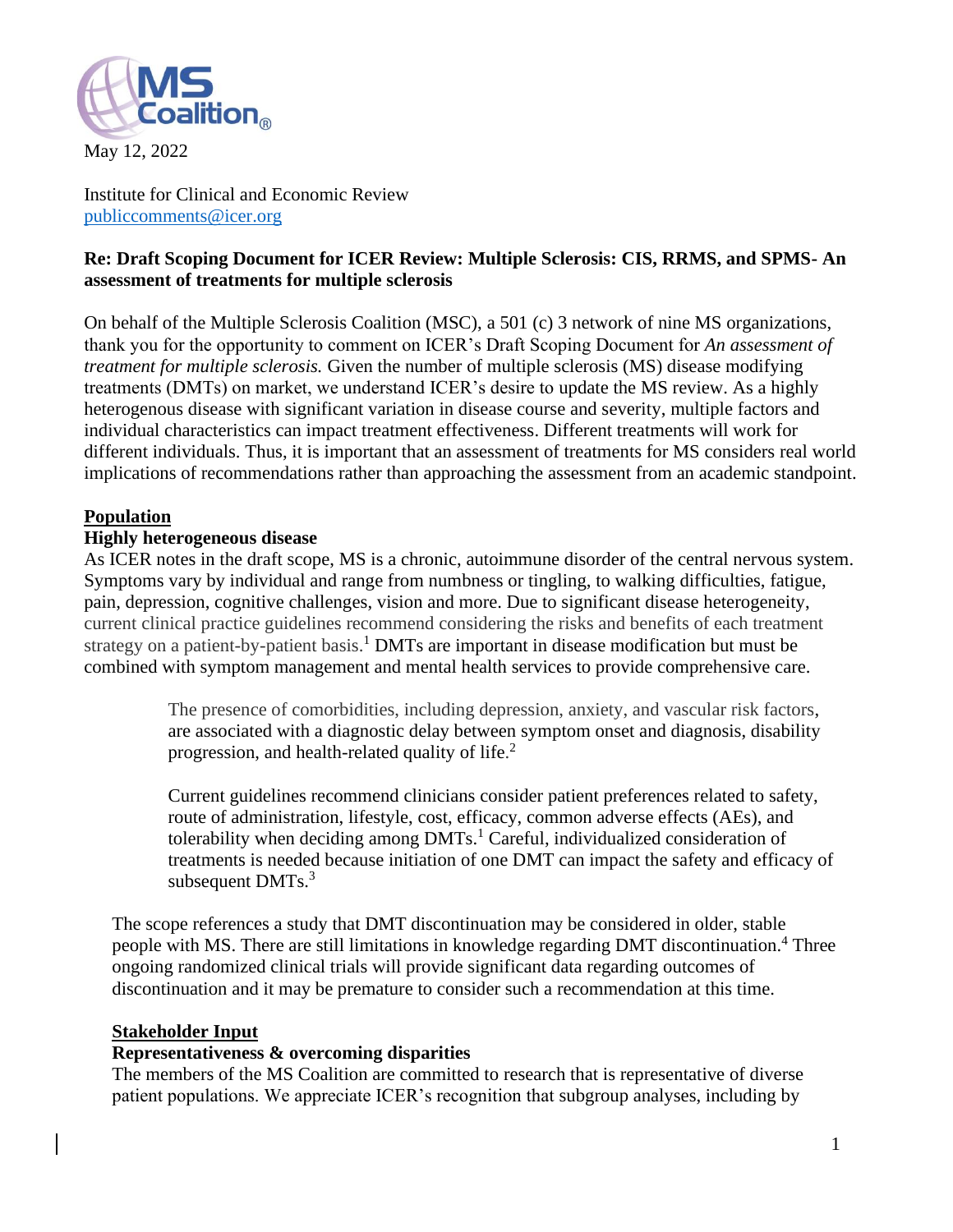May 12, 2022

Institute for Clinical and Economic Review
publiccomments@icer.org

**Re: Draft Scoping Document for ICER Review: Multiple Sclerosis: CIS, RRMS, and SPMS- An assessment of treatments for multiple sclerosis**

On behalf of the Multiple Sclerosis Coalition (MSC), a 501 (c) 3 network of nine MS organizations, thank you for the opportunity to comment on ICER's Draft Scoping Document for *An assessment of treatment for multiple sclerosis.* Given the number of multiple sclerosis (MS) disease modifying treatments (DMTs) on market, we understand ICER's desire to update the MS review. As a highly heterogenous disease with significant variation in disease course and severity, multiple factors and individual characteristics can impact treatment effectiveness. Different treatments will work for different individuals. Thus, it is important that an assessment of treatments for MS considers real world implications of recommendations rather than approaching the assessment from an academic standpoint.

## Population

### Highly heterogeneous disease

As ICER notes in the draft scope, MS is a chronic, autoimmune disorder of the central nervous system. Symptoms vary by individual and range from numbness or tingling, to walking difficulties, fatigue, pain, depression, cognitive challenges, vision and more. Due to significant disease heterogeneity, current clinical practice guidelines recommend considering the risks and benefits of each treatment strategy on a patient-by-patient basis.[1] DMTs are important in disease modification but must be combined with symptom management and mental health services to provide comprehensive care.

> The presence of comorbidities, including depression, anxiety, and vascular risk factors, are associated with a diagnostic delay between symptom onset and diagnosis, disability progression, and health-related quality of life.[2]
>
> Current guidelines recommend clinicians consider patient preferences related to safety, route of administration, lifestyle, cost, efficacy, common adverse effects (AEs), and tolerability when deciding among DMTs.[1] Careful, individualized consideration of treatments is needed because initiation of one DMT can impact the safety and efficacy of subsequent DMTs.[3]

The scope references a study that DMT discontinuation may be considered in older, stable people with MS. There are still limitations in knowledge regarding DMT discontinuation.[4] Three ongoing randomized clinical trials will provide significant data regarding outcomes of discontinuation and it may be premature to consider such a recommendation at this time.

## Stakeholder Input

### Representativeness & overcoming disparities

The members of the MS Coalition are committed to research that is representative of diverse patient populations. We appreciate ICER's recognition that subgroup analyses, including by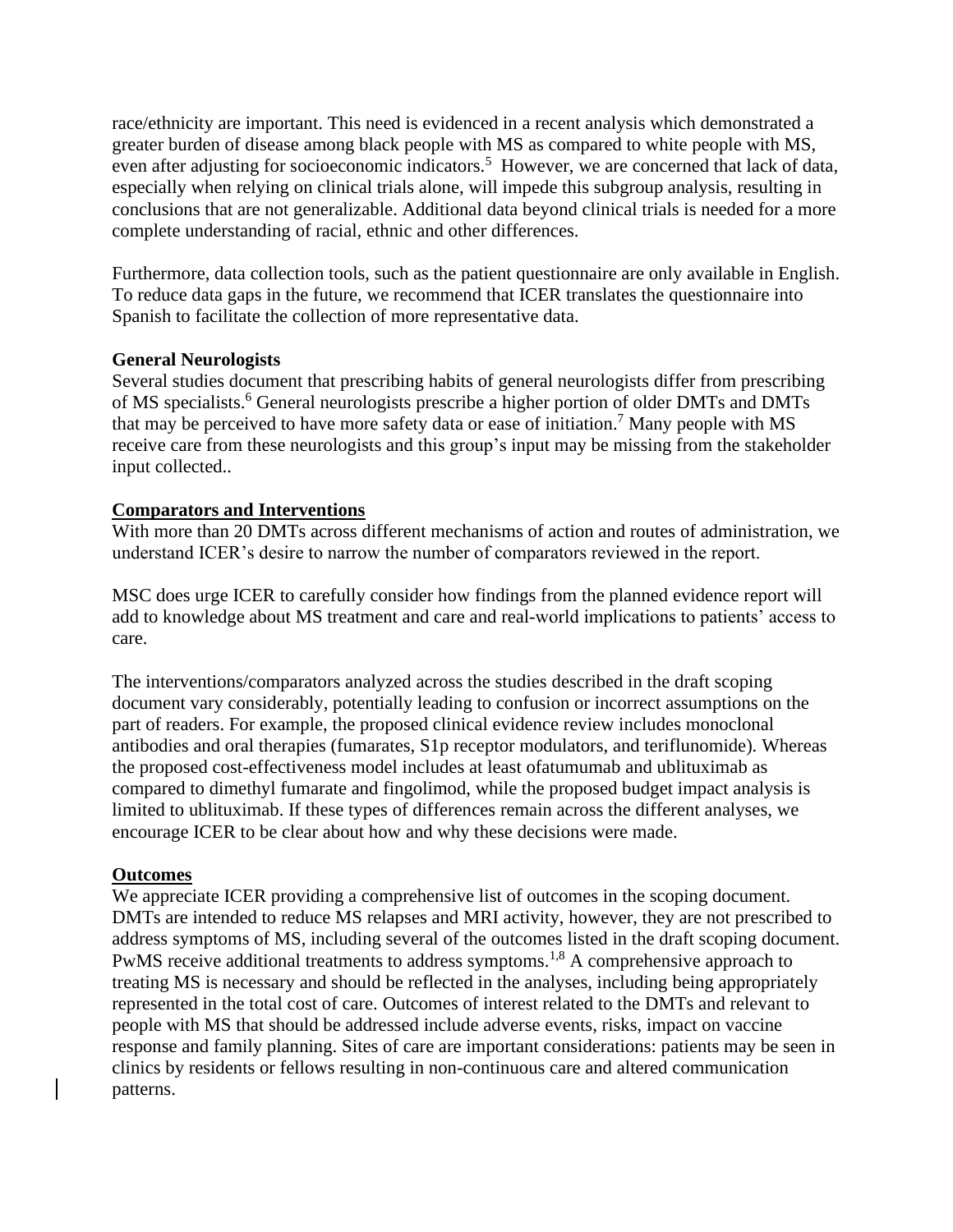race/ethnicity are important. This need is evidenced in a recent analysis which demonstrated a greater burden of disease among black people with MS as compared to white people with MS, even after adjusting for socioeconomic indicators.[5] However, we are concerned that lack of data, especially when relying on clinical trials alone, will impede this subgroup analysis, resulting in conclusions that are not generalizable. Additional data beyond clinical trials is needed for a more complete understanding of racial, ethnic and other differences.

Furthermore, data collection tools, such as the patient questionnaire are only available in English. To reduce data gaps in the future, we recommend that ICER translates the questionnaire into Spanish to facilitate the collection of more representative data.

**General Neurologists**

Several studies document that prescribing habits of general neurologists differ from prescribing of MS specialists.[6] General neurologists prescribe a higher portion of older DMTs and DMTs that may be perceived to have more safety data or ease of initiation.[7] Many people with MS receive care from these neurologists and this group's input may be missing from the stakeholder input collected..

**Comparators and Interventions**

With more than 20 DMTs across different mechanisms of action and routes of administration, we understand ICER's desire to narrow the number of comparators reviewed in the report.

MSC does urge ICER to carefully consider how findings from the planned evidence report will add to knowledge about MS treatment and care and real-world implications to patients' access to care.

The interventions/comparators analyzed across the studies described in the draft scoping document vary considerably, potentially leading to confusion or incorrect assumptions on the part of readers. For example, the proposed clinical evidence review includes monoclonal antibodies and oral therapies (fumarates, S1p receptor modulators, and teriflunomide). Whereas the proposed cost-effectiveness model includes at least ofatumumab and ublituximab as compared to dimethyl fumarate and fingolimod, while the proposed budget impact analysis is limited to ublituximab. If these types of differences remain across the different analyses, we encourage ICER to be clear about how and why these decisions were made.

**Outcomes**

We appreciate ICER providing a comprehensive list of outcomes in the scoping document. DMTs are intended to reduce MS relapses and MRI activity, however, they are not prescribed to address symptoms of MS, including several of the outcomes listed in the draft scoping document. PwMS receive additional treatments to address symptoms.[1,8] A comprehensive approach to treating MS is necessary and should be reflected in the analyses, including being appropriately represented in the total cost of care. Outcomes of interest related to the DMTs and relevant to people with MS that should be addressed include adverse events, risks, impact on vaccine response and family planning. Sites of care are important considerations: patients may be seen in clinics by residents or fellows resulting in non-continuous care and altered communication patterns.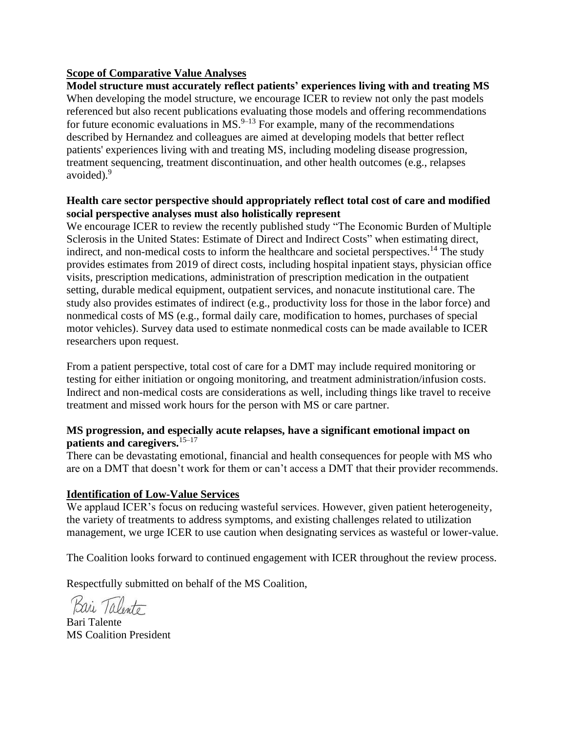**Scope of Comparative Value Analyses**

**Model structure must accurately reflect patients' experiences living with and treating MS**

When developing the model structure, we encourage ICER to review not only the past models referenced but also recent publications evaluating those models and offering recommendations for future economic evaluations in MS.[9–13] For example, many of the recommendations described by Hernandez and colleagues are aimed at developing models that better reflect patients' experiences living with and treating MS, including modeling disease progression, treatment sequencing, treatment discontinuation, and other health outcomes (e.g., relapses avoided).[9]

**Health care sector perspective should appropriately reflect total cost of care and modified social perspective analyses must also holistically represent**

We encourage ICER to review the recently published study "The Economic Burden of Multiple Sclerosis in the United States: Estimate of Direct and Indirect Costs" when estimating direct, indirect, and non-medical costs to inform the healthcare and societal perspectives.[14] The study provides estimates from 2019 of direct costs, including hospital inpatient stays, physician office visits, prescription medications, administration of prescription medication in the outpatient setting, durable medical equipment, outpatient services, and nonacute institutional care. The study also provides estimates of indirect (e.g., productivity loss for those in the labor force) and nonmedical costs of MS (e.g., formal daily care, modification to homes, purchases of special motor vehicles). Survey data used to estimate nonmedical costs can be made available to ICER researchers upon request.

From a patient perspective, total cost of care for a DMT may include required monitoring or testing for either initiation or ongoing monitoring, and treatment administration/infusion costs. Indirect and non-medical costs are considerations as well, including things like travel to receive treatment and missed work hours for the person with MS or care partner.

**MS progression, and especially acute relapses, have a significant emotional impact on patients and caregivers.**[15–17]

There can be devastating emotional, financial and health consequences for people with MS who are on a DMT that doesn't work for them or can't access a DMT that their provider recommends.

**Identification of Low-Value Services**

We applaud ICER's focus on reducing wasteful services. However, given patient heterogeneity, the variety of treatments to address symptoms, and existing challenges related to utilization management, we urge ICER to use caution when designating services as wasteful or lower-value.

The Coalition looks forward to continued engagement with ICER throughout the review process.

Respectfully submitted on behalf of the MS Coalition,

Bari Talente

Bari Talente
MS Coalition President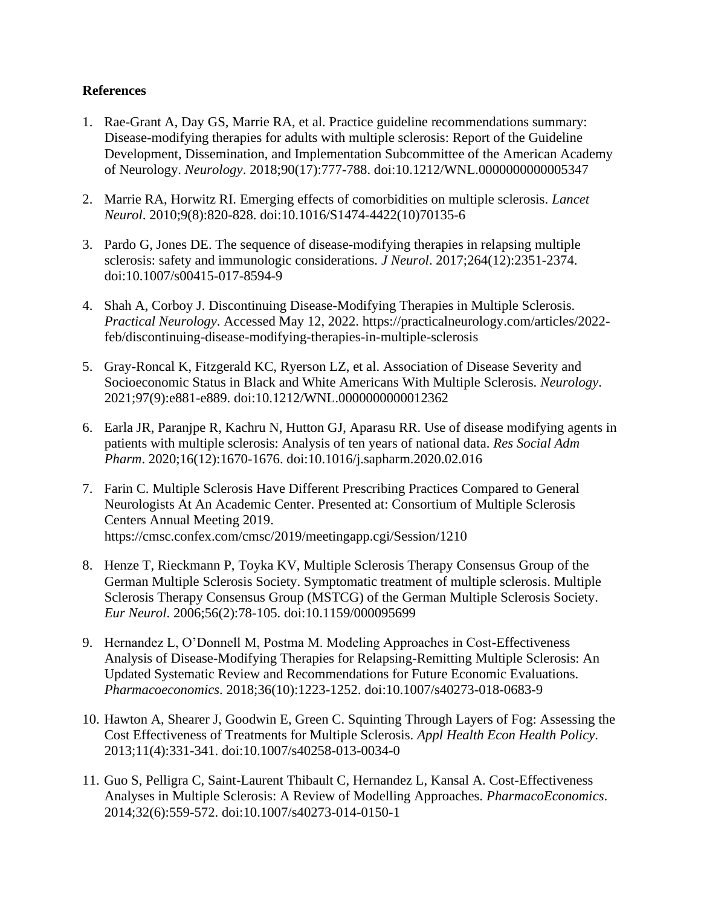**References**

1. Rae-Grant A, Day GS, Marrie RA, et al. Practice guideline recommendations summary: Disease-modifying therapies for adults with multiple sclerosis: Report of the Guideline Development, Dissemination, and Implementation Subcommittee of the American Academy of Neurology. *Neurology*. 2018;90(17):777-788. doi:10.1212/WNL.0000000000005347

2. Marrie RA, Horwitz RI. Emerging effects of comorbidities on multiple sclerosis. *Lancet Neurol*. 2010;9(8):820-828. doi:10.1016/S1474-4422(10)70135-6

3. Pardo G, Jones DE. The sequence of disease-modifying therapies in relapsing multiple sclerosis: safety and immunologic considerations. *J Neurol*. 2017;264(12):2351-2374. doi:10.1007/s00415-017-8594-9

4. Shah A, Corboy J. Discontinuing Disease-Modifying Therapies in Multiple Sclerosis. *Practical Neurology*. Accessed May 12, 2022. https://practicalneurology.com/articles/2022-feb/discontinuing-disease-modifying-therapies-in-multiple-sclerosis

5. Gray-Roncal K, Fitzgerald KC, Ryerson LZ, et al. Association of Disease Severity and Socioeconomic Status in Black and White Americans With Multiple Sclerosis. *Neurology*. 2021;97(9):e881-e889. doi:10.1212/WNL.0000000000012362

6. Earla JR, Paranjpe R, Kachru N, Hutton GJ, Aparasu RR. Use of disease modifying agents in patients with multiple sclerosis: Analysis of ten years of national data. *Res Social Adm Pharm*. 2020;16(12):1670-1676. doi:10.1016/j.sapharm.2020.02.016

7. Farin C. Multiple Sclerosis Have Different Prescribing Practices Compared to General Neurologists At An Academic Center. Presented at: Consortium of Multiple Sclerosis Centers Annual Meeting 2019. https://cmsc.confex.com/cmsc/2019/meetingapp.cgi/Session/1210

8. Henze T, Rieckmann P, Toyka KV, Multiple Sclerosis Therapy Consensus Group of the German Multiple Sclerosis Society. Symptomatic treatment of multiple sclerosis. Multiple Sclerosis Therapy Consensus Group (MSTCG) of the German Multiple Sclerosis Society. *Eur Neurol*. 2006;56(2):78-105. doi:10.1159/000095699

9. Hernandez L, O'Donnell M, Postma M. Modeling Approaches in Cost-Effectiveness Analysis of Disease-Modifying Therapies for Relapsing-Remitting Multiple Sclerosis: An Updated Systematic Review and Recommendations for Future Economic Evaluations. *Pharmacoeconomics*. 2018;36(10):1223-1252. doi:10.1007/s40273-018-0683-9

10. Hawton A, Shearer J, Goodwin E, Green C. Squinting Through Layers of Fog: Assessing the Cost Effectiveness of Treatments for Multiple Sclerosis. *Appl Health Econ Health Policy*. 2013;11(4):331-341. doi:10.1007/s40258-013-0034-0

11. Guo S, Pelligra C, Saint-Laurent Thibault C, Hernandez L, Kansal A. Cost-Effectiveness Analyses in Multiple Sclerosis: A Review of Modelling Approaches. *PharmacoEconomics*. 2014;32(6):559-572. doi:10.1007/s40273-014-0150-1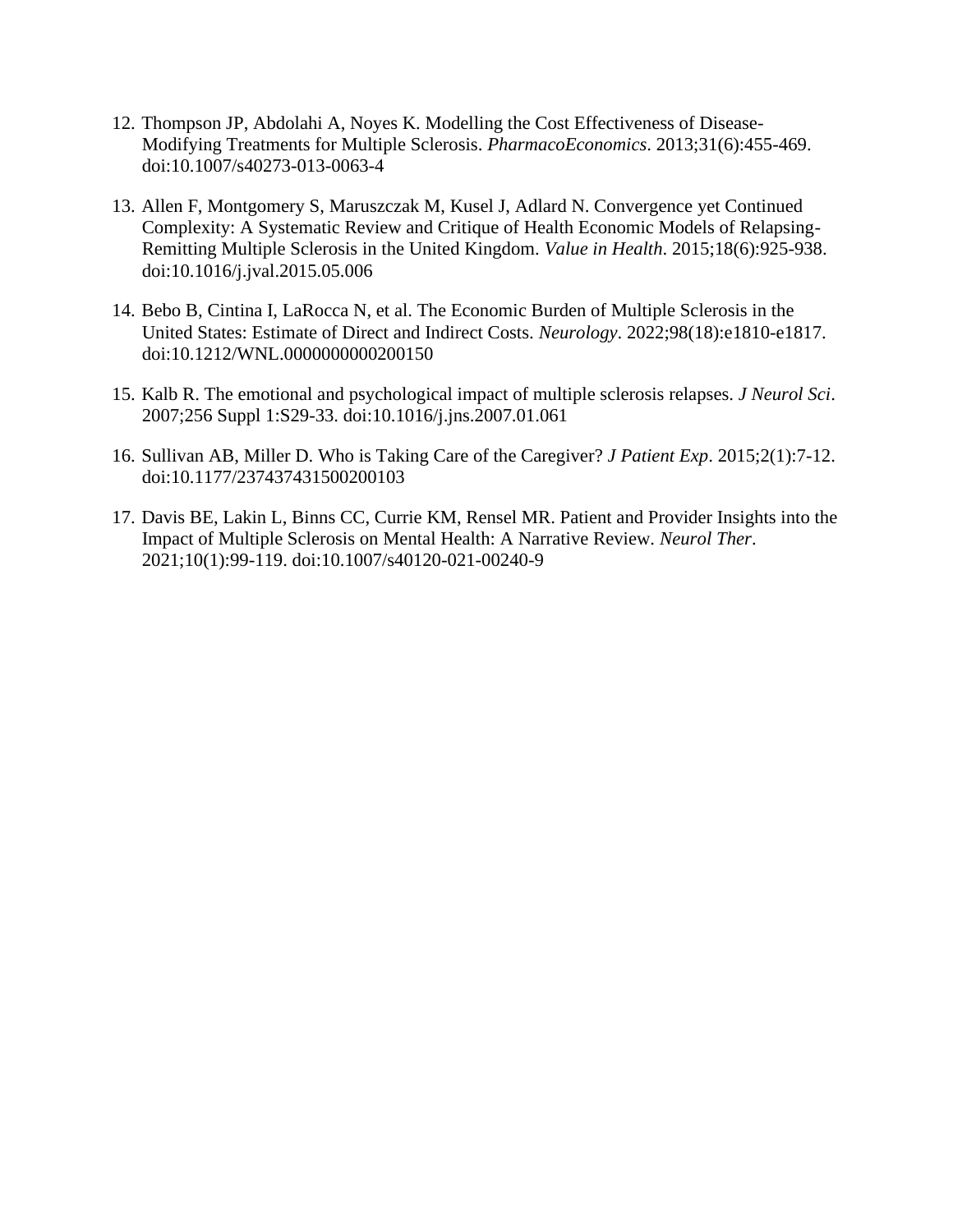12. Thompson JP, Abdolahi A, Noyes K. Modelling the Cost Effectiveness of Disease-Modifying Treatments for Multiple Sclerosis. *PharmacoEconomics*. 2013;31(6):455-469. doi:10.1007/s40273-013-0063-4

13. Allen F, Montgomery S, Maruszczak M, Kusel J, Adlard N. Convergence yet Continued Complexity: A Systematic Review and Critique of Health Economic Models of Relapsing-Remitting Multiple Sclerosis in the United Kingdom. *Value in Health*. 2015;18(6):925-938. doi:10.1016/j.jval.2015.05.006

14. Bebo B, Cintina I, LaRocca N, et al. The Economic Burden of Multiple Sclerosis in the United States: Estimate of Direct and Indirect Costs. *Neurology*. 2022;98(18):e1810-e1817. doi:10.1212/WNL.0000000000200150

15. Kalb R. The emotional and psychological impact of multiple sclerosis relapses. *J Neurol Sci*. 2007;256 Suppl 1:S29-33. doi:10.1016/j.jns.2007.01.061

16. Sullivan AB, Miller D. Who is Taking Care of the Caregiver? *J Patient Exp*. 2015;2(1):7-12. doi:10.1177/237437431500200103

17. Davis BE, Lakin L, Binns CC, Currie KM, Rensel MR. Patient and Provider Insights into the Impact of Multiple Sclerosis on Mental Health: A Narrative Review. *Neurol Ther*. 2021;10(1):99-119. doi:10.1007/s40120-021-00240-9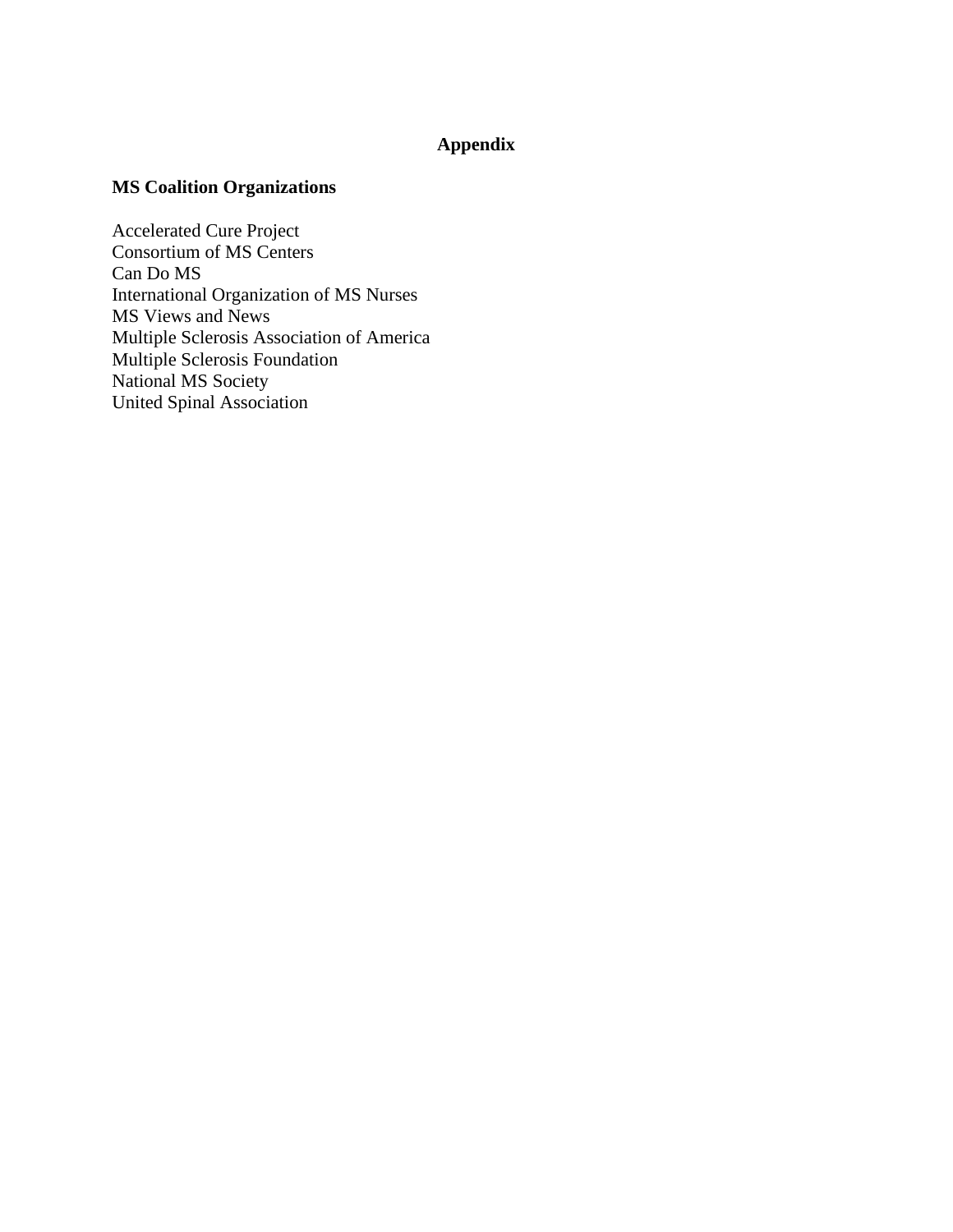# Appendix

## MS Coalition Organizations

Accelerated Cure Project
Consortium of MS Centers
Can Do MS
International Organization of MS Nurses
MS Views and News
Multiple Sclerosis Association of America
Multiple Sclerosis Foundation
National MS Society
United Spinal Association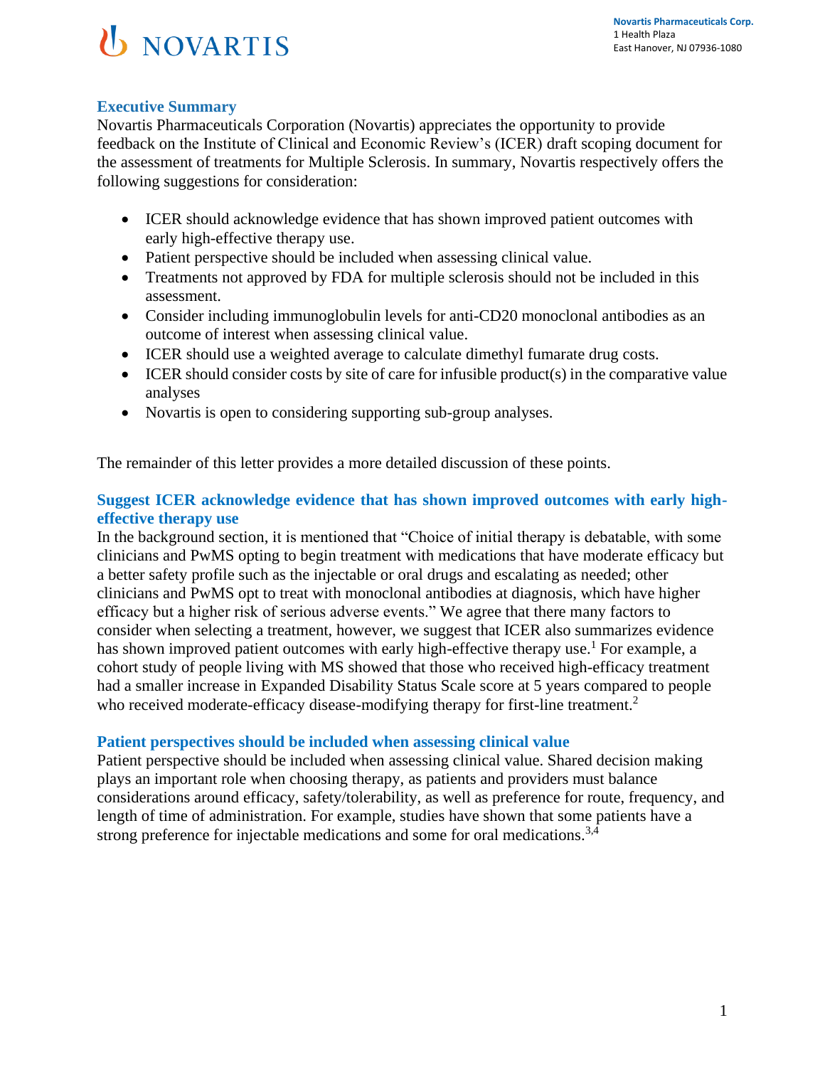Novartis Pharmaceuticals Corp.
1 Health Plaza
East Hanover, NJ 07936-1080

## Executive Summary

Novartis Pharmaceuticals Corporation (Novartis) appreciates the opportunity to provide feedback on the Institute of Clinical and Economic Review's (ICER) draft scoping document for the assessment of treatments for Multiple Sclerosis. In summary, Novartis respectively offers the following suggestions for consideration:

- ICER should acknowledge evidence that has shown improved patient outcomes with early high-effective therapy use.
- Patient perspective should be included when assessing clinical value.
- Treatments not approved by FDA for multiple sclerosis should not be included in this assessment.
- Consider including immunoglobulin levels for anti-CD20 monoclonal antibodies as an outcome of interest when assessing clinical value.
- ICER should use a weighted average to calculate dimethyl fumarate drug costs.
- ICER should consider costs by site of care for infusible product(s) in the comparative value analyses
- Novartis is open to considering supporting sub-group analyses.

The remainder of this letter provides a more detailed discussion of these points.

## Suggest ICER acknowledge evidence that has shown improved outcomes with early high-effective therapy use

In the background section, it is mentioned that "Choice of initial therapy is debatable, with some clinicians and PwMS opting to begin treatment with medications that have moderate efficacy but a better safety profile such as the injectable or oral drugs and escalating as needed; other clinicians and PwMS opt to treat with monoclonal antibodies at diagnosis, which have higher efficacy but a higher risk of serious adverse events." We agree that there many factors to consider when selecting a treatment, however, we suggest that ICER also summarizes evidence has shown improved patient outcomes with early high-effective therapy use.[1] For example, a cohort study of people living with MS showed that those who received high-efficacy treatment had a smaller increase in Expanded Disability Status Scale score at 5 years compared to people who received moderate-efficacy disease-modifying therapy for first-line treatment.[2]

## Patient perspectives should be included when assessing clinical value

Patient perspective should be included when assessing clinical value. Shared decision making plays an important role when choosing therapy, as patients and providers must balance considerations around efficacy, safety/tolerability, as well as preference for route, frequency, and length of time of administration. For example, studies have shown that some patients have a strong preference for injectable medications and some for oral medications.[3,4]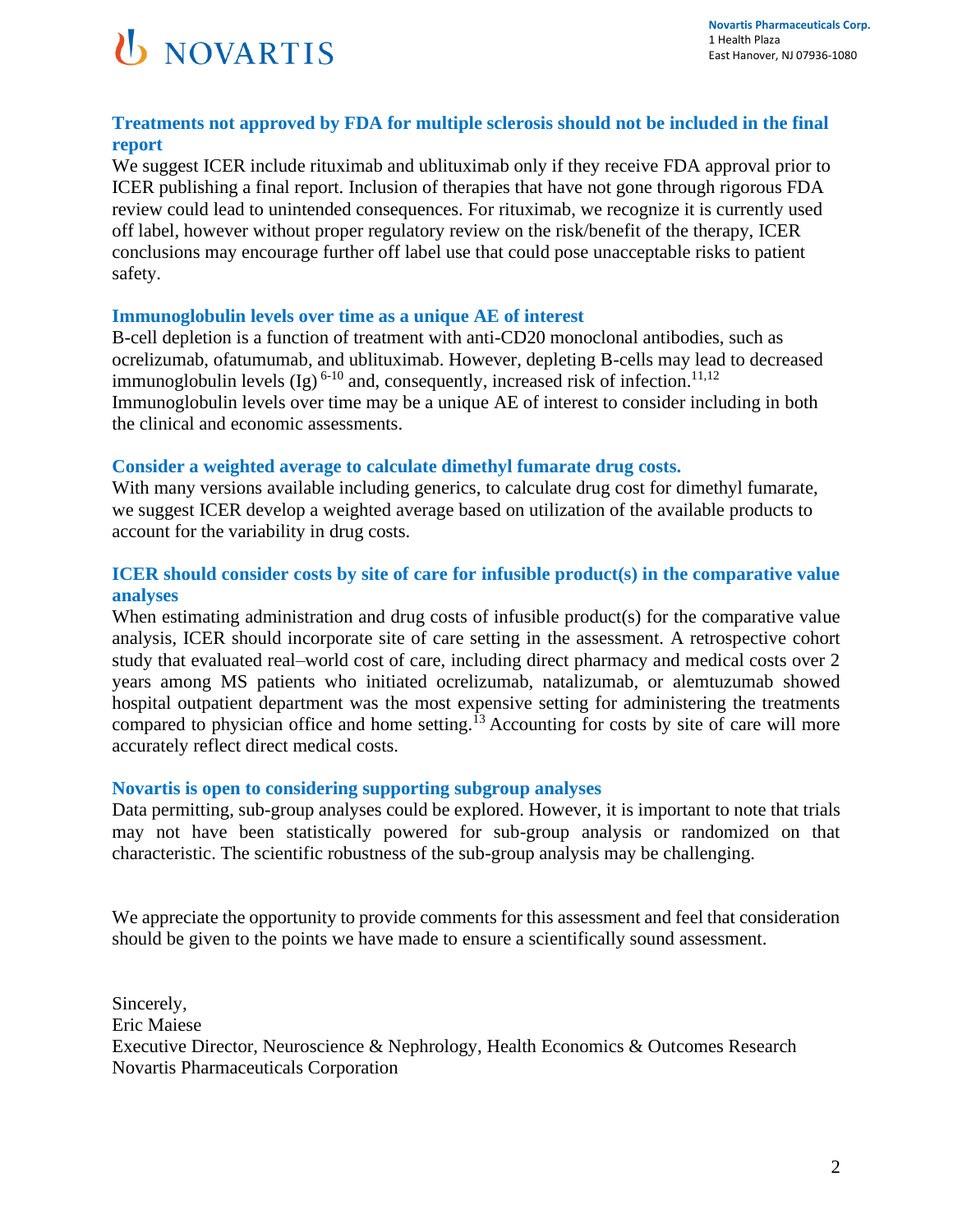**Novartis Pharmaceuticals Corp.**
1 Health Plaza
East Hanover, NJ 07936-1080

### Treatments not approved by FDA for multiple sclerosis should not be included in the final report

We suggest ICER include rituximab and ublituximab only if they receive FDA approval prior to ICER publishing a final report. Inclusion of therapies that have not gone through rigorous FDA review could lead to unintended consequences. For rituximab, we recognize it is currently used off label, however without proper regulatory review on the risk/benefit of the therapy, ICER conclusions may encourage further off label use that could pose unacceptable risks to patient safety.

### Immunoglobulin levels over time as a unique AE of interest

B-cell depletion is a function of treatment with anti-CD20 monoclonal antibodies, such as ocrelizumab, ofatumumab, and ublituximab. However, depleting B-cells may lead to decreased immunoglobulin levels (Ig) [6-10] and, consequently, increased risk of infection.[11,12] Immunoglobulin levels over time may be a unique AE of interest to consider including in both the clinical and economic assessments.

### Consider a weighted average to calculate dimethyl fumarate drug costs.

With many versions available including generics, to calculate drug cost for dimethyl fumarate, we suggest ICER develop a weighted average based on utilization of the available products to account for the variability in drug costs.

### ICER should consider costs by site of care for infusible product(s) in the comparative value analyses

When estimating administration and drug costs of infusible product(s) for the comparative value analysis, ICER should incorporate site of care setting in the assessment. A retrospective cohort study that evaluated real–world cost of care, including direct pharmacy and medical costs over 2 years among MS patients who initiated ocrelizumab, natalizumab, or alemtuzumab showed hospital outpatient department was the most expensive setting for administering the treatments compared to physician office and home setting.[13] Accounting for costs by site of care will more accurately reflect direct medical costs.

### Novartis is open to considering supporting subgroup analyses

Data permitting, sub-group analyses could be explored. However, it is important to note that trials may not have been statistically powered for sub-group analysis or randomized on that characteristic. The scientific robustness of the sub-group analysis may be challenging.

We appreciate the opportunity to provide comments for this assessment and feel that consideration should be given to the points we have made to ensure a scientifically sound assessment.

Sincerely,
Eric Maiese
Executive Director, Neuroscience & Nephrology, Health Economics & Outcomes Research
Novartis Pharmaceuticals Corporation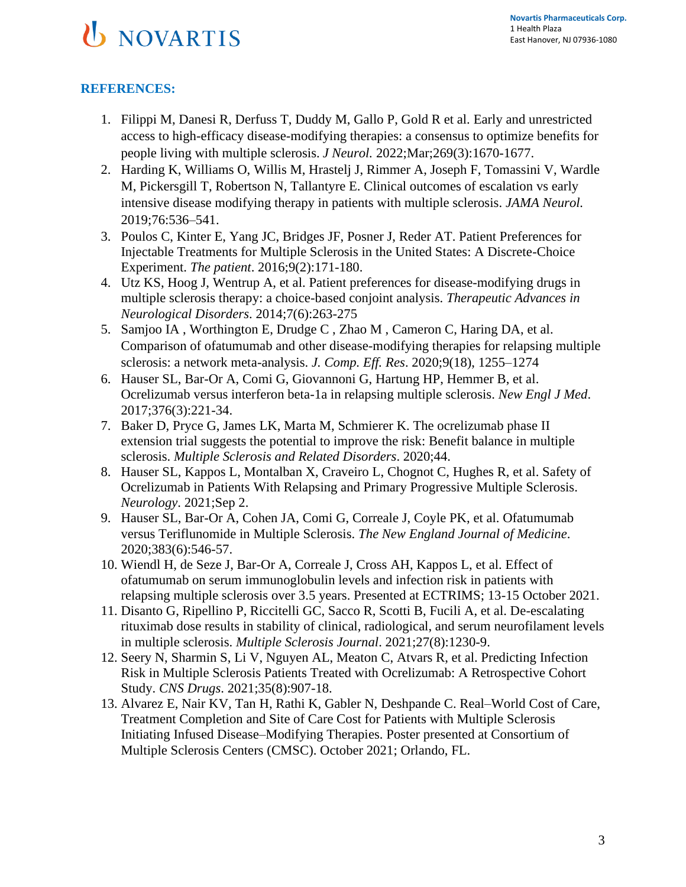## REFERENCES:

1. Filippi M, Danesi R, Derfuss T, Duddy M, Gallo P, Gold R et al. Early and unrestricted access to high-efficacy disease-modifying therapies: a consensus to optimize benefits for people living with multiple sclerosis. *J Neurol.* 2022;Mar;269(3):1670-1677.
2. Harding K, Williams O, Willis M, Hrastelj J, Rimmer A, Joseph F, Tomassini V, Wardle M, Pickersgill T, Robertson N, Tallantyre E. Clinical outcomes of escalation vs early intensive disease modifying therapy in patients with multiple sclerosis. *JAMA Neurol.* 2019;76:536–541.
3. Poulos C, Kinter E, Yang JC, Bridges JF, Posner J, Reder AT. Patient Preferences for Injectable Treatments for Multiple Sclerosis in the United States: A Discrete-Choice Experiment. *The patient*. 2016;9(2):171-180.
4. Utz KS, Hoog J, Wentrup A, et al. Patient preferences for disease-modifying drugs in multiple sclerosis therapy: a choice-based conjoint analysis. *Therapeutic Advances in Neurological Disorders*. 2014;7(6):263-275
5. Samjoo IA , Worthington E, Drudge C , Zhao M , Cameron C, Haring DA, et al. Comparison of ofatumumab and other disease-modifying therapies for relapsing multiple sclerosis: a network meta-analysis. *J. Comp. Eff. Res*. 2020;9(18), 1255–1274
6. Hauser SL, Bar-Or A, Comi G, Giovannoni G, Hartung HP, Hemmer B, et al. Ocrelizumab versus interferon beta-1a in relapsing multiple sclerosis. *New Engl J Med*. 2017;376(3):221-34.
7. Baker D, Pryce G, James LK, Marta M, Schmierer K. The ocrelizumab phase II extension trial suggests the potential to improve the risk: Benefit balance in multiple sclerosis. *Multiple Sclerosis and Related Disorders*. 2020;44.
8. Hauser SL, Kappos L, Montalban X, Craveiro L, Chognot C, Hughes R, et al. Safety of Ocrelizumab in Patients With Relapsing and Primary Progressive Multiple Sclerosis. *Neurology*. 2021;Sep 2.
9. Hauser SL, Bar-Or A, Cohen JA, Comi G, Correale J, Coyle PK, et al. Ofatumumab versus Teriflunomide in Multiple Sclerosis. *The New England Journal of Medicine*. 2020;383(6):546-57.
10. Wiendl H, de Seze J, Bar-Or A, Correale J, Cross AH, Kappos L, et al. Effect of ofatumumab on serum immunoglobulin levels and infection risk in patients with relapsing multiple sclerosis over 3.5 years. Presented at ECTRIMS; 13-15 October 2021.
11. Disanto G, Ripellino P, Riccitelli GC, Sacco R, Scotti B, Fucili A, et al. De-escalating rituximab dose results in stability of clinical, radiological, and serum neurofilament levels in multiple sclerosis. *Multiple Sclerosis Journal*. 2021;27(8):1230-9.
12. Seery N, Sharmin S, Li V, Nguyen AL, Meaton C, Atvars R, et al. Predicting Infection Risk in Multiple Sclerosis Patients Treated with Ocrelizumab: A Retrospective Cohort Study. *CNS Drugs*. 2021;35(8):907-18.
13. Alvarez E, Nair KV, Tan H, Rathi K, Gabler N, Deshpande C. Real–World Cost of Care, Treatment Completion and Site of Care Cost for Patients with Multiple Sclerosis Initiating Infused Disease–Modifying Therapies. Poster presented at Consortium of Multiple Sclerosis Centers (CMSC). October 2021; Orlando, FL.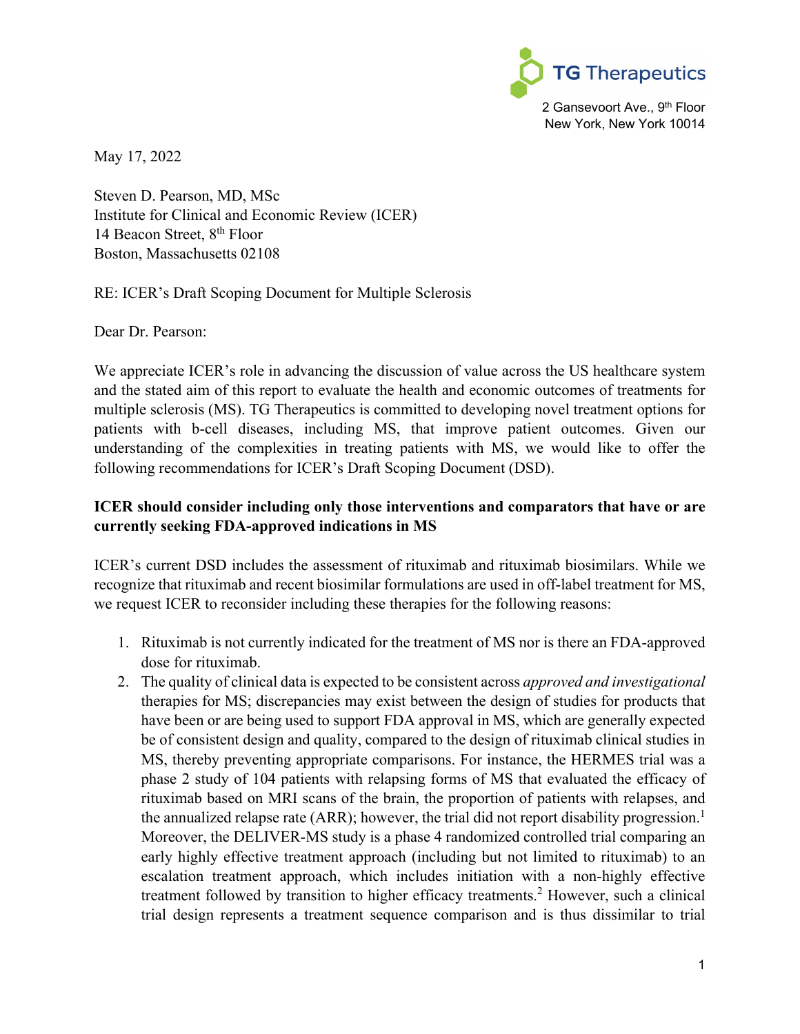TG Therapeutics

2 Gansevoort Ave., 9th Floor
New York, New York 10014

May 17, 2022

Steven D. Pearson, MD, MSc
Institute for Clinical and Economic Review (ICER)
14 Beacon Street, 8th Floor
Boston, Massachusetts 02108

RE: ICER's Draft Scoping Document for Multiple Sclerosis

Dear Dr. Pearson:

We appreciate ICER's role in advancing the discussion of value across the US healthcare system and the stated aim of this report to evaluate the health and economic outcomes of treatments for multiple sclerosis (MS). TG Therapeutics is committed to developing novel treatment options for patients with b-cell diseases, including MS, that improve patient outcomes. Given our understanding of the complexities in treating patients with MS, we would like to offer the following recommendations for ICER's Draft Scoping Document (DSD).

**ICER should consider including only those interventions and comparators that have or are currently seeking FDA-approved indications in MS**

ICER's current DSD includes the assessment of rituximab and rituximab biosimilars. While we recognize that rituximab and recent biosimilar formulations are used in off-label treatment for MS, we request ICER to reconsider including these therapies for the following reasons:

1. Rituximab is not currently indicated for the treatment of MS nor is there an FDA-approved dose for rituximab.
2. The quality of clinical data is expected to be consistent across *approved and investigational* therapies for MS; discrepancies may exist between the design of studies for products that have been or are being used to support FDA approval in MS, which are generally expected be of consistent design and quality, compared to the design of rituximab clinical studies in MS, thereby preventing appropriate comparisons. For instance, the HERMES trial was a phase 2 study of 104 patients with relapsing forms of MS that evaluated the efficacy of rituximab based on MRI scans of the brain, the proportion of patients with relapses, and the annualized relapse rate (ARR); however, the trial did not report disability progression.[1] Moreover, the DELIVER-MS study is a phase 4 randomized controlled trial comparing an early highly effective treatment approach (including but not limited to rituximab) to an escalation treatment approach, which includes initiation with a non-highly effective treatment followed by transition to higher efficacy treatments.[2] However, such a clinical trial design represents a treatment sequence comparison and is thus dissimilar to trial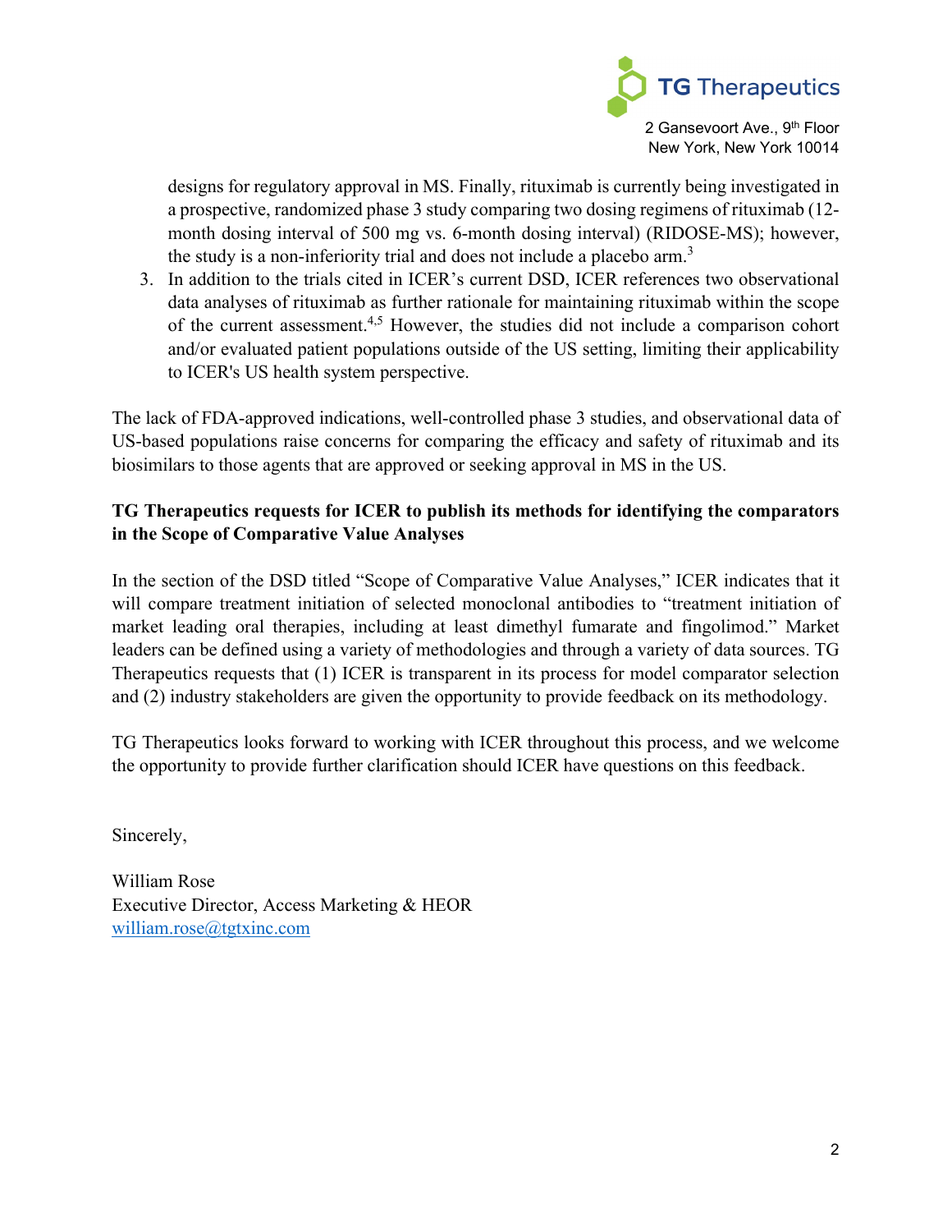designs for regulatory approval in MS. Finally, rituximab is currently being investigated in a prospective, randomized phase 3 study comparing two dosing regimens of rituximab (12-month dosing interval of 500 mg vs. 6-month dosing interval) (RIDOSE-MS); however, the study is a non-inferiority trial and does not include a placebo arm.[3]

3. In addition to the trials cited in ICER's current DSD, ICER references two observational data analyses of rituximab as further rationale for maintaining rituximab within the scope of the current assessment.[4,5] However, the studies did not include a comparison cohort and/or evaluated patient populations outside of the US setting, limiting their applicability to ICER's US health system perspective.

The lack of FDA-approved indications, well-controlled phase 3 studies, and observational data of US-based populations raise concerns for comparing the efficacy and safety of rituximab and its biosimilars to those agents that are approved or seeking approval in MS in the US.

**TG Therapeutics requests for ICER to publish its methods for identifying the comparators in the Scope of Comparative Value Analyses**

In the section of the DSD titled "Scope of Comparative Value Analyses," ICER indicates that it will compare treatment initiation of selected monoclonal antibodies to "treatment initiation of market leading oral therapies, including at least dimethyl fumarate and fingolimod." Market leaders can be defined using a variety of methodologies and through a variety of data sources. TG Therapeutics requests that (1) ICER is transparent in its process for model comparator selection and (2) industry stakeholders are given the opportunity to provide feedback on its methodology.

TG Therapeutics looks forward to working with ICER throughout this process, and we welcome the opportunity to provide further clarification should ICER have questions on this feedback.

Sincerely,

William Rose
Executive Director, Access Marketing & HEOR
william.rose@tgtxinc.com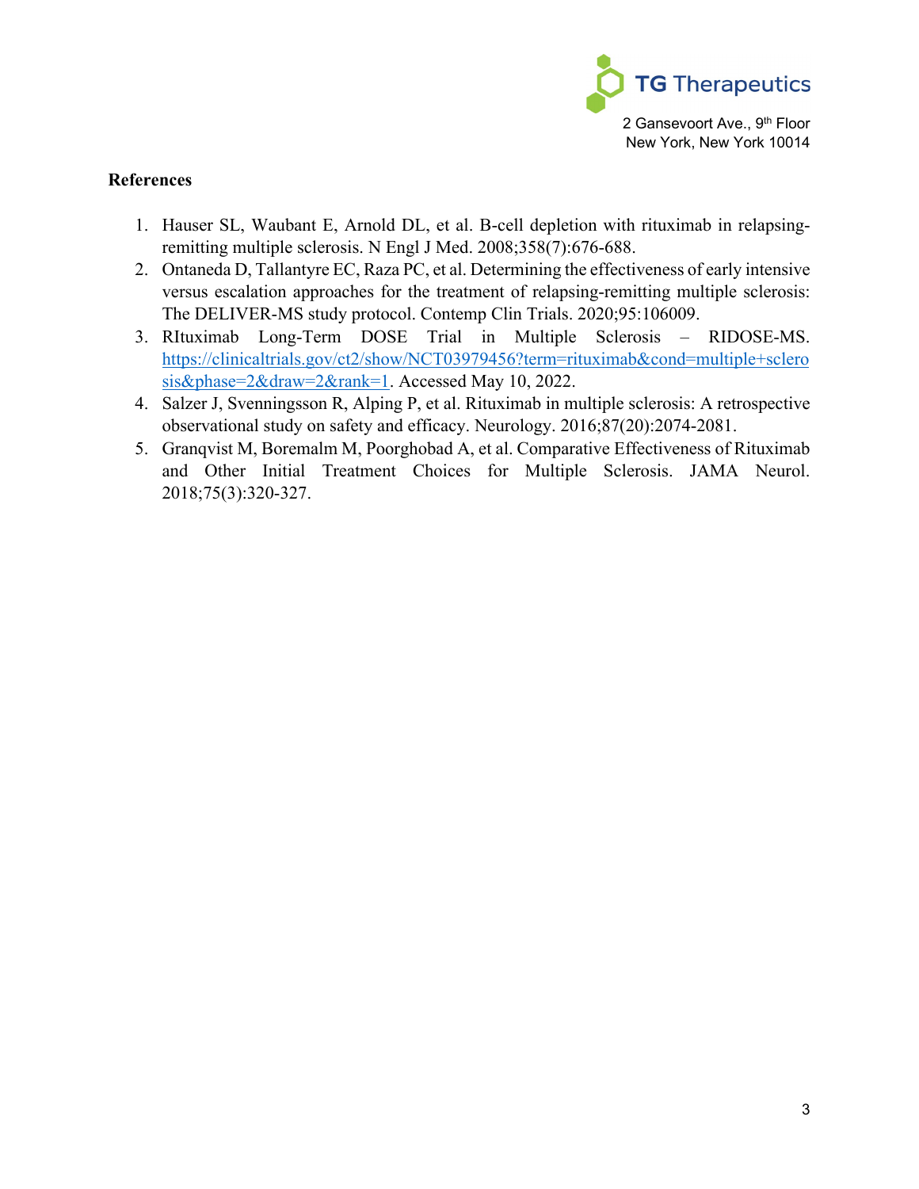TG Therapeutics

2 Gansevoort Ave., 9th Floor
New York, New York 10014

**References**

1. Hauser SL, Waubant E, Arnold DL, et al. B-cell depletion with rituximab in relapsing-remitting multiple sclerosis. N Engl J Med. 2008;358(7):676-688.
2. Ontaneda D, Tallantyre EC, Raza PC, et al. Determining the effectiveness of early intensive versus escalation approaches for the treatment of relapsing-remitting multiple sclerosis: The DELIVER-MS study protocol. Contemp Clin Trials. 2020;95:106009.
3. RItuximab Long-Term DOSE Trial in Multiple Sclerosis – RIDOSE-MS. https://clinicaltrials.gov/ct2/show/NCT03979456?term=rituximab&cond=multiple+sclerosis&phase=2&draw=2&rank=1. Accessed May 10, 2022.
4. Salzer J, Svenningsson R, Alping P, et al. Rituximab in multiple sclerosis: A retrospective observational study on safety and efficacy. Neurology. 2016;87(20):2074-2081.
5. Granqvist M, Boremalm M, Poorghobad A, et al. Comparative Effectiveness of Rituximab and Other Initial Treatment Choices for Multiple Sclerosis. JAMA Neurol. 2018;75(3):320-327.